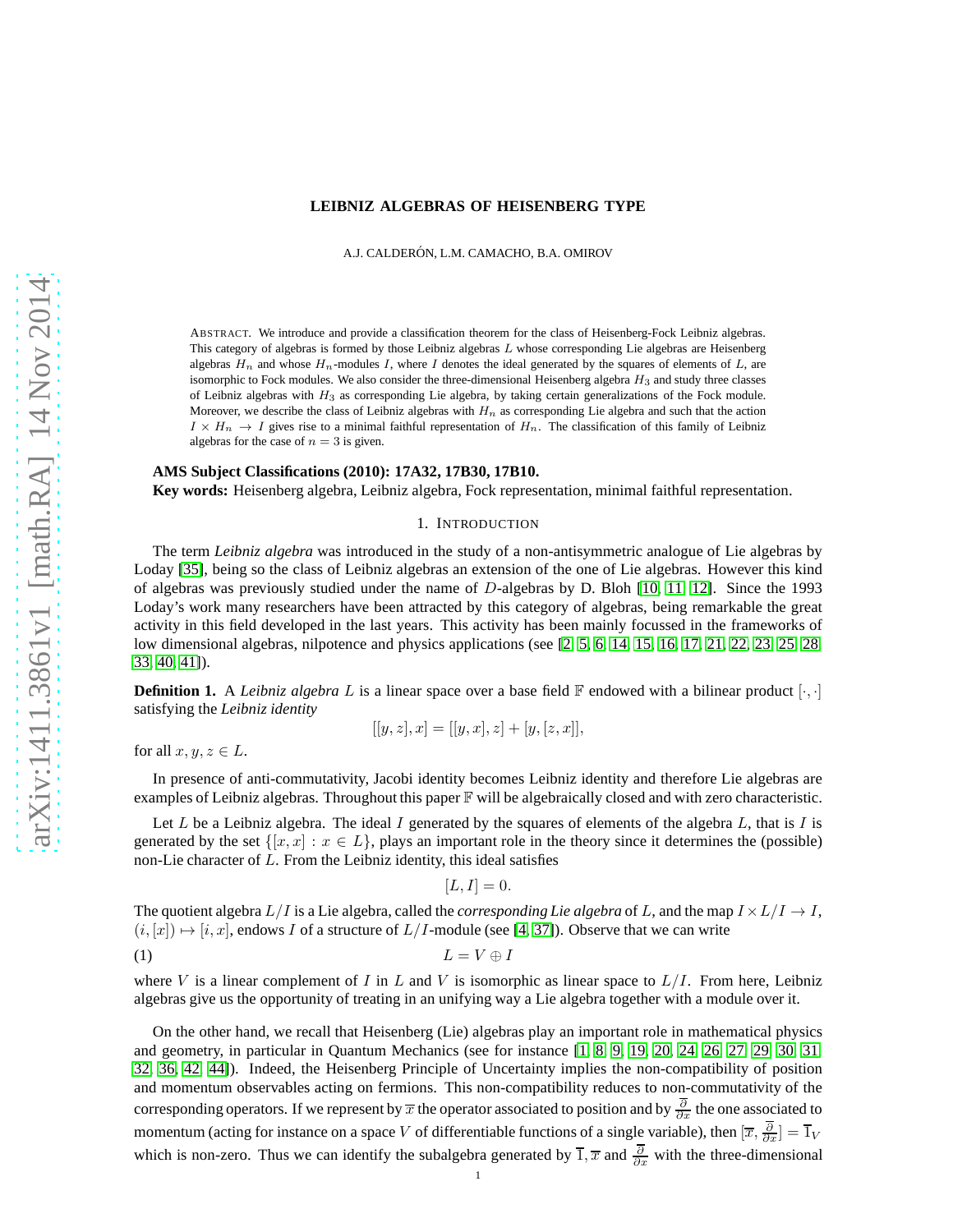# LEIBNIZ ALGEBRAS OF HEISENBERG TYPE

A.J. CALDERÓN, L.M. CAMACHO, B.A. OMIROV

ABSTRACT. We introduce and provide a classification theorem for the class of Heisenberg-Fock Leibniz algebras. This category of algebras is formed by those Leibniz algebras $L$ whose corresponding Lie algebras are Heisenberg algebras $H_n$ and whose $H_n$-modules $I$, where $I$ denotes the ideal generated by the squares of elements of $L$, are isomorphic to Fock modules. We also consider the three-dimensional Heisenberg algebra $H_3$ and study three classes of Leibniz algebras with $H_3$ as corresponding Lie algebra, by taking certain generalizations of the Fock module. Moreover, we describe the class of Leibniz algebras with $H_n$ as corresponding Lie algebra and such that the action $I \times H_n \to I$ gives rise to a minimal faithful representation of $H_n$. The classification of this family of Leibniz algebras for the case of $n = 3$ is given.

**AMS Subject Classifications (2010): 17A32, 17B30, 17B10.**
**Key words:** Heisenberg algebra, Leibniz algebra, Fock representation, minimal faithful representation.

## 1. INTRODUCTION

The term *Leibniz algebra* was introduced in the study of a non-antisymmetric analogue of Lie algebras by Loday [35], being so the class of Leibniz algebras an extension of the one of Lie algebras. However this kind of algebras was previously studied under the name of $D$-algebras by D. Bloh [10, 11, 12]. Since the 1993 Loday's work many researchers have been attracted by this category of algebras, being remarkable the great activity in this field developed in the last years. This activity has been mainly focussed in the frameworks of low dimensional algebras, nilpotence and physics applications (see [2, 5, 6, 14, 15, 16, 17, 21, 22, 23, 25, 28, 33, 40, 41]).

**Definition 1.** A *Leibniz algebra* $L$ is a linear space over a base field $\mathbb{F}$ endowed with a bilinear product $[\cdot,\cdot]$ satisfying the *Leibniz identity*

$$[[y,z],x] = [[y,x],z] + [y,[z,x]],$$

for all $x, y, z \in L$.

In presence of anti-commutativity, Jacobi identity becomes Leibniz identity and therefore Lie algebras are examples of Leibniz algebras. Throughout this paper $\mathbb{F}$ will be algebraically closed and with zero characteristic.

Let $L$ be a Leibniz algebra. The ideal $I$ generated by the squares of elements of the algebra $L$, that is $I$ is generated by the set $\{[x,x] : x \in L\}$, plays an important role in the theory since it determines the (possible) non-Lie character of $L$. From the Leibniz identity, this ideal satisfies

$$[L, I] = 0.$$

The quotient algebra $L/I$ is a Lie algebra, called the *corresponding Lie algebra* of $L$, and the map $I \times L/I \to I$, $(i,[x]) \mapsto [i,x]$, endows $I$ of a structure of $L/I$-module (see [4, 37]). Observe that we can write

$$L = V \oplus I \tag{1}$$

where $V$ is a linear complement of $I$ in $L$ and $V$ is isomorphic as linear space to $L/I$. From here, Leibniz algebras give us the opportunity of treating in an unifying way a Lie algebra together with a module over it.

On the other hand, we recall that Heisenberg (Lie) algebras play an important role in mathematical physics and geometry, in particular in Quantum Mechanics (see for instance [1, 8, 9, 19, 20, 24, 26, 27, 29, 30, 31, 32, 36, 42, 44]). Indeed, the Heisenberg Principle of Uncertainty implies the non-compatibility of position and momentum observables acting on fermions. This non-compatibility reduces to non-commutativity of the corresponding operators. If we represent by $\overline{x}$ the operator associated to position and by $\frac{\overline{\partial}}{\partial x}$ the one associated to momentum (acting for instance on a space $V$ of differentiable functions of a single variable), then $[\overline{x}, \frac{\overline{\partial}}{\partial x}] = \overline{1}_V$ which is non-zero. Thus we can identify the subalgebra generated by $\overline{1}, \overline{x}$ and $\frac{\overline{\partial}}{\partial x}$ with the three-dimensional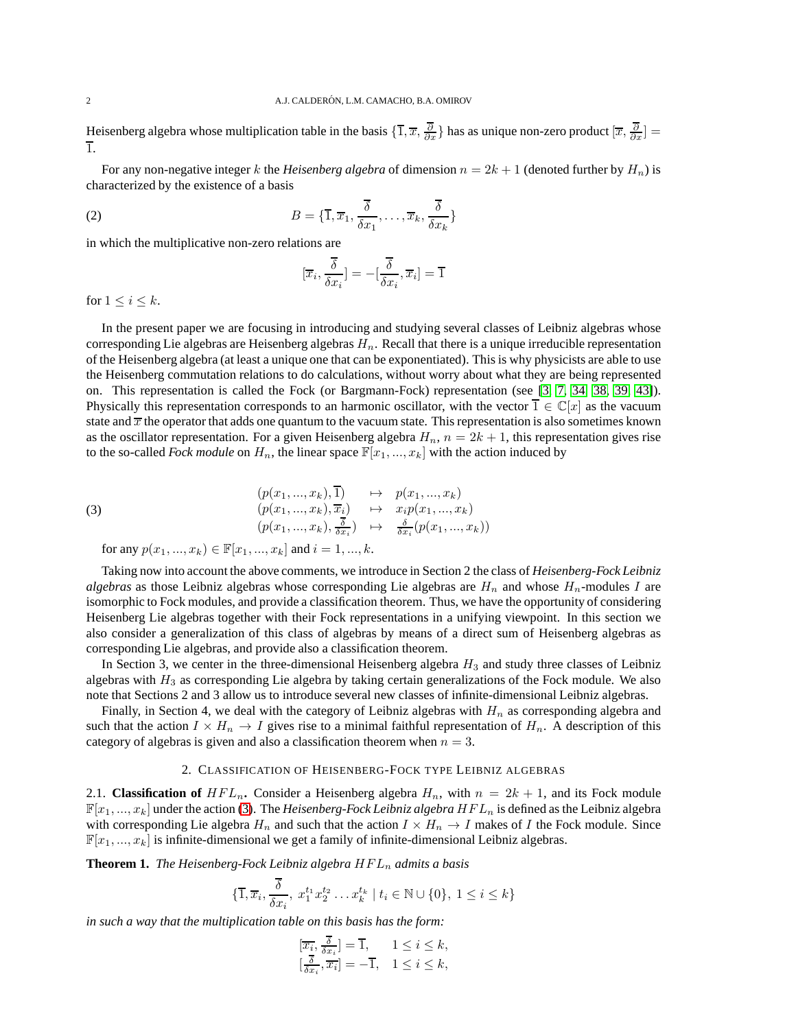Heisenberg algebra whose multiplication table in the basis $\{\overline{1}, \overline{x}, \overline{\frac{\partial}{\partial x}}\}$ has as unique non-zero product $[\overline{x}, \overline{\frac{\partial}{\partial x}}] = \overline{1}$.

For any non-negative integer $k$ the *Heisenberg algebra* of dimension $n = 2k+1$ (denoted further by $H_n$) is characterized by the existence of a basis

$$B = \{\overline{1}, \overline{x}_1, \overline{\frac{\delta}{\delta x_1}}, \dots, \overline{x}_k, \overline{\frac{\delta}{\delta x_k}}\} \tag{2}$$

in which the multiplicative non-zero relations are

$$[\overline{x}_i, \overline{\frac{\delta}{\delta x_i}}] = -[\overline{\frac{\delta}{\delta x_i}}, \overline{x}_i] = \overline{1}$$

for $1 \leq i \leq k$.

In the present paper we are focusing in introducing and studying several classes of Leibniz algebras whose corresponding Lie algebras are Heisenberg algebras $H_n$. Recall that there is a unique irreducible representation of the Heisenberg algebra (at least a unique one that can be exponentiated). This is why physicists are able to use the Heisenberg commutation relations to do calculations, without worry about what they are being represented on. This representation is called the Fock (or Bargmann-Fock) representation (see [3, 7, 34, 38, 39, 43]). Physically this representation corresponds to an harmonic oscillator, with the vector $\overline{1} \in \mathbb{C}[x]$ as the vacuum state and $\overline{x}$ the operator that adds one quantum to the vacuum state. This representation is also sometimes known as the oscillator representation. For a given Heisenberg algebra $H_n$, $n = 2k+1$, this representation gives rise to the so-called *Fock module* on $H_n$, the linear space $\mathbb{F}[x_1, ..., x_k]$ with the action induced by

$$\begin{array}{lll} (p(x_1, ..., x_k), \overline{1}) & \mapsto & p(x_1, ..., x_k) \\ (p(x_1, ..., x_k), \overline{x}_i) & \mapsto & x_i p(x_1, ..., x_k) \\ (p(x_1, ..., x_k), \overline{\frac{\delta}{\delta x_i}}) & \mapsto & \frac{\delta}{\delta x_i}(p(x_1, ..., x_k)) \end{array} \tag{3}$$

for any $p(x_1, ..., x_k) \in \mathbb{F}[x_1, ..., x_k]$ and $i = 1, ..., k$.

Taking now into account the above comments, we introduce in Section 2 the class of *Heisenberg-Fock Leibniz algebras* as those Leibniz algebras whose corresponding Lie algebras are $H_n$ and whose $H_n$-modules $I$ are isomorphic to Fock modules, and provide a classification theorem. Thus, we have the opportunity of considering Heisenberg Lie algebras together with their Fock representations in a unifying viewpoint. In this section we also consider a generalization of this class of algebras by means of a direct sum of Heisenberg algebras as corresponding Lie algebras, and provide also a classification theorem.

In Section 3, we center in the three-dimensional Heisenberg algebra $H_3$ and study three classes of Leibniz algebras with $H_3$ as corresponding Lie algebra by taking certain generalizations of the Fock module. We also note that Sections 2 and 3 allow us to introduce several new classes of infinite-dimensional Leibniz algebras.

Finally, in Section 4, we deal with the category of Leibniz algebras with $H_n$ as corresponding algebra and such that the action $I \times H_n \to I$ gives rise to a minimal faithful representation of $H_n$. A description of this category of algebras is given and also a classification theorem when $n = 3$.

## 2. Classification of Heisenberg-Fock type Leibniz algebras

2.1. **Classification of** $HFL_n$**.** Consider a Heisenberg algebra $H_n$, with $n = 2k+1$, and its Fock module $\mathbb{F}[x_1, ..., x_k]$ under the action (3). The *Heisenberg-Fock Leibniz algebra* $HFL_n$ is defined as the Leibniz algebra with corresponding Lie algebra $H_n$ and such that the action $I \times H_n \to I$ makes of $I$ the Fock module. Since $\mathbb{F}[x_1, ..., x_k]$ is infinite-dimensional we get a family of infinite-dimensional Leibniz algebras.

**Theorem 1.** *The Heisenberg-Fock Leibniz algebra $HFL_n$ admits a basis*

$$\{\overline{1}, \overline{x}_i, \overline{\frac{\delta}{\delta x_i}}, \ x_1^{t_1} x_2^{t_2} \dots x_k^{t_k} \mid t_i \in \mathbb{N} \cup \{0\}, \ 1 \leq i \leq k\}$$

*in such a way that the multiplication table on this basis has the form:*

$$\begin{array}{ll} [\overline{x_i}, \overline{\frac{\delta}{\delta x_i}}] = \overline{1}, & 1 \leq i \leq k, \\ [\overline{\frac{\delta}{\delta x_i}}, \overline{x_i}] = -\overline{1}, & 1 \leq i \leq k, \end{array}$$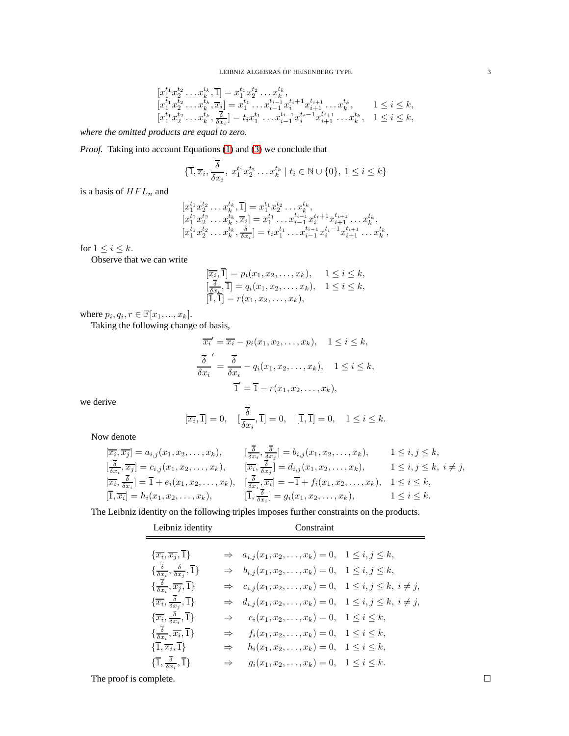$$
\begin{array}{ll}
[x_1^{t_1}x_2^{t_2}\dots x_k^{t_k},\overline{1}] = x_1^{t_1}x_2^{t_2}\dots x_k^{t_k}, & \\
[x_1^{t_1}x_2^{t_2}\dots x_k^{t_k},\overline{x}_i] = x_1^{t_1}\dots x_{i-1}^{t_{i-1}}x_i^{t_i+1}x_{i+1}^{t_{i+1}}\dots x_k^{t_k}, & 1\le i\le k,\\
[x_1^{t_1}x_2^{t_2}\dots x_k^{t_k},\frac{\overline{\delta}}{\delta x_i}] = t_i x_1^{t_1}\dots x_{i-1}^{t_{i-1}}x_i^{t_i-1}x_{i+1}^{t_{i+1}}\dots x_k^{t_k}, & 1\le i\le k,
\end{array}
$$

*where the omitted products are equal to zero.*

*Proof.* Taking into account Equations (1) and (3) we conclude that

$$\{\overline{1},\overline{x}_i,\frac{\overline{\delta}}{\delta x_i},\ x_1^{t_1}x_2^{t_2}\dots x_k^{t_k}\mid t_i\in\mathbb{N}\cup\{0\},\ 1\le i\le k\}$$

is a basis of $HFL_n$ and

$$
\begin{array}{l}
[x_1^{t_1}x_2^{t_2}\dots x_k^{t_k},\overline{1}] = x_1^{t_1}x_2^{t_2}\dots x_k^{t_k},\\
[x_1^{t_1}x_2^{t_2}\dots x_k^{t_k},\overline{x}_i] = x_1^{t_1}\dots x_{i-1}^{t_{i-1}}x_i^{t_i+1}x_{i+1}^{t_{i+1}}\dots x_k^{t_k},\\
[x_1^{t_1}x_2^{t_2}\dots x_k^{t_k},\frac{\overline{\delta}}{\delta x_i}] = t_i x_1^{t_1}\dots x_{i-1}^{t_{i-1}}x_i^{t_i-1}x_{i+1}^{t_{i+1}}\dots x_k^{t_k},
\end{array}
$$

for $1\le i\le k$.

Observe that we can write

$$
\begin{array}{ll}
[\overline{x_i},\overline{1}] = p_i(x_1,x_2,\dots,x_k), & 1\le i\le k,\\
[\frac{\overline{\delta}}{\delta x_i},\overline{1}] = q_i(x_1,x_2,\dots,x_k), & 1\le i\le k,\\
[\overline{1},\overline{1}] = r(x_1,x_2,\dots,x_k),
\end{array}
$$

where $p_i,q_i,r\in\mathbb{F}[x_1,...,x_k]$.

Taking the following change of basis,

$$
\begin{aligned}
\overline{x_i}' &= \overline{x_i} - p_i(x_1,x_2,\dots,x_k), \quad 1\le i\le k,\\
\frac{\overline{\delta}}{\delta x_i}' &= \frac{\overline{\delta}}{\delta x_i} - q_i(x_1,x_2,\dots,x_k), \quad 1\le i\le k,\\
\overline{1}' &= \overline{1} - r(x_1,x_2,\dots,x_k),
\end{aligned}
$$

we derive

$$[\overline{x_i},\overline{1}]=0,\quad [\frac{\overline{\delta}}{\delta x_i},\overline{1}]=0,\quad [\overline{1},\overline{1}]=0,\quad 1\le i\le k.$$

Now denote

$$
\begin{array}{lll}
[\overline{x_i},\overline{x_j}] = a_{i,j}(x_1,x_2,\dots,x_k), & [\frac{\overline{\delta}}{\delta x_i},\frac{\overline{\delta}}{\delta x_j}] = b_{i,j}(x_1,x_2,\dots,x_k), & 1\le i,j\le k,\\
[\frac{\overline{\delta}}{\delta x_i},\overline{x_j}] = c_{i,j}(x_1,x_2,\dots,x_k), & [\overline{x_i},\frac{\overline{\delta}}{\delta x_j}] = d_{i,j}(x_1,x_2,\dots,x_k), & 1\le i,j\le k,\ i\ne j,\\
[\overline{x_i},\frac{\overline{\delta}}{\delta x_i}] = \overline{1} + e_i(x_1,x_2,\dots,x_k), & [\frac{\overline{\delta}}{\delta x_i},\overline{x_i}] = -\overline{1} + f_i(x_1,x_2,\dots,x_k), & 1\le i\le k,\\
[\overline{1},\overline{x_i}] = h_i(x_1,x_2,\dots,x_k), & [\overline{1},\frac{\overline{\delta}}{\delta x_i}] = g_i(x_1,x_2,\dots,x_k), & 1\le i\le k.
\end{array}
$$

The Leibniz identity on the following triples imposes further constraints on the products.

| Leibniz identity | Constraint |
|---|---|
| $\{\overline{x_i},\overline{x_j},\overline{1}\}$ | $\Rightarrow\quad a_{i,j}(x_1,x_2,\dots,x_k)=0,\quad 1\le i,j\le k,$ |
| $\{\frac{\overline{\delta}}{\delta x_i},\frac{\overline{\delta}}{\delta x_j},\overline{1}\}$ | $\Rightarrow\quad b_{i,j}(x_1,x_2,\dots,x_k)=0,\quad 1\le i,j\le k,$ |
| $\{\frac{\overline{\delta}}{\delta x_i},\overline{x_j},\overline{1}\}$ | $\Rightarrow\quad c_{i,j}(x_1,x_2,\dots,x_k)=0,\quad 1\le i,j\le k,\ i\ne j,$ |
| $\{\overline{x_i},\frac{\overline{\delta}}{\delta x_j},\overline{1}\}$ | $\Rightarrow\quad d_{i,j}(x_1,x_2,\dots,x_k)=0,\quad 1\le i,j\le k,\ i\ne j,$ |
| $\{\overline{x_i},\frac{\overline{\delta}}{\delta x_i},\overline{1}\}$ | $\Rightarrow\quad e_i(x_1,x_2,\dots,x_k)=0,\quad 1\le i\le k,$ |
| $\{\frac{\overline{\delta}}{\delta x_i},\overline{x_i},\overline{1}\}$ | $\Rightarrow\quad f_i(x_1,x_2,\dots,x_k)=0,\quad 1\le i\le k,$ |
| $\{\overline{1},\overline{x_i},\overline{1}\}$ | $\Rightarrow\quad h_i(x_1,x_2,\dots,x_k)=0,\quad 1\le i\le k,$ |
| $\{\overline{1},\frac{\overline{\delta}}{\delta x_i},\overline{1}\}$ | $\Rightarrow\quad g_i(x_1,x_2,\dots,x_k)=0,\quad 1\le i\le k.$ |

The proof is complete. □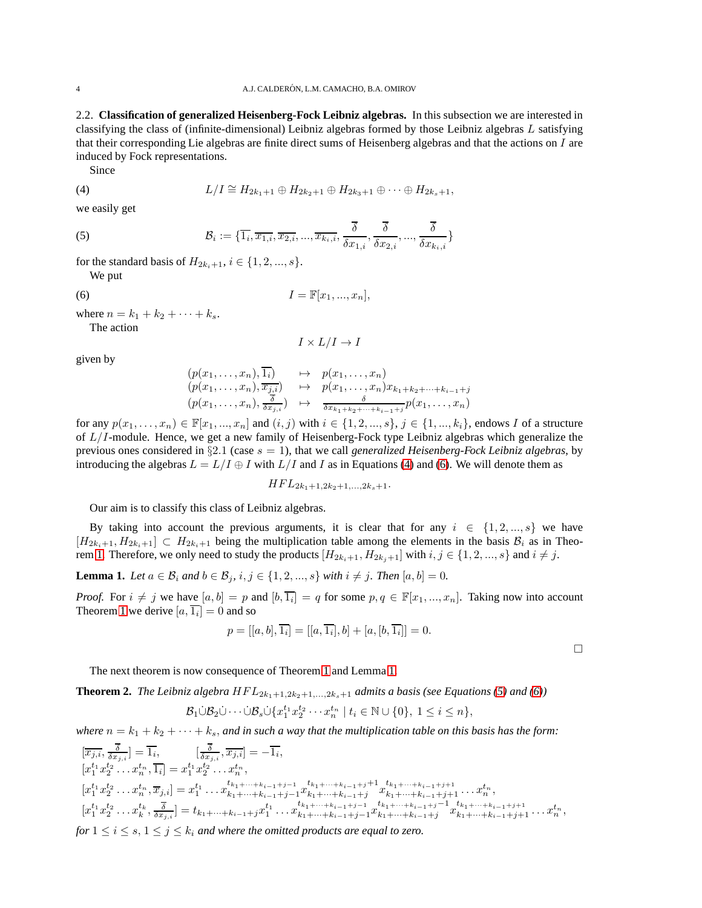2.2. **Classification of generalized Heisenberg-Fock Leibniz algebras.** In this subsection we are interested in classifying the class of (infinite-dimensional) Leibniz algebras formed by those Leibniz algebras $L$ satisfying that their corresponding Lie algebras are finite direct sums of Heisenberg algebras and that the actions on $I$ are induced by Fock representations.

Since

$$L/I \cong H_{2k_1+1} \oplus H_{2k_2+1} \oplus H_{2k_3+1} \oplus \cdots \oplus H_{2k_s+1}, \tag{4}$$

we easily get

$$\mathcal{B}_i := \{\overline{1_i}, \overline{x_{1,i}}, \overline{x_{2,i}}, ..., \overline{x_{k_i,i}}, \frac{\overline{\delta}}{\delta x_{1,i}}, \frac{\overline{\delta}}{\delta x_{2,i}}, ..., \frac{\overline{\delta}}{\delta x_{k_i,i}}\} \tag{5}$$

for the standard basis of $H_{2k_i+1}$, $i \in \{1, 2, ..., s\}$.

We put

$$I = \mathbb{F}[x_1, ..., x_n], \tag{6}$$

where $n = k_1 + k_2 + \cdots + k_s$.

The action

$$I \times L/I \to I$$

given by

$$\begin{array}{lll}
(p(x_1, \ldots, x_n), \overline{1_i}) & \mapsto & p(x_1, \ldots, x_n) \\
(p(x_1, \ldots, x_n), \overline{x_{j,i}}) & \mapsto & p(x_1, \ldots, x_n) x_{k_1+k_2+\cdots+k_{i-1}+j} \\
(p(x_1, \ldots, x_n), \frac{\overline{\delta}}{\delta x_{j,i}}) & \mapsto & \frac{\delta}{\delta x_{k_1+k_2+\cdots+k_{i-1}+j}} p(x_1, \ldots, x_n)
\end{array}$$

for any $p(x_1, \ldots, x_n) \in \mathbb{F}[x_1, ..., x_n]$ and $(i, j)$ with $i \in \{1, 2, ..., s\}$, $j \in \{1, ..., k_i\}$, endows $I$ of a structure of $L/I$-module. Hence, we get a new family of Heisenberg-Fock type Leibniz algebras which generalize the previous ones considered in §2.1 (case $s = 1$), that we call *generalized Heisenberg-Fock Leibniz algebras*, by introducing the algebras $L = L/I \oplus I$ with $L/I$ and $I$ as in Equations (4) and (6). We will denote them as

$$HFL_{2k_1+1, 2k_2+1, ..., 2k_s+1}.$$

Our aim is to classify this class of Leibniz algebras.

By taking into account the previous arguments, it is clear that for any $i \in \{1, 2, ..., s\}$ we have $[H_{2k_i+1}, H_{2k_i+1}] \subset H_{2k_i+1}$ being the multiplication table among the elements in the basis $\mathcal{B}_i$ as in Theorem 1. Therefore, we only need to study the products $[H_{2k_i+1}, H_{2k_j+1}]$ with $i, j \in \{1, 2, ..., s\}$ and $i \neq j$.

**Lemma 1.** *Let $a \in \mathcal{B}_i$ and $b \in \mathcal{B}_j$, $i, j \in \{1, 2, ..., s\}$ with $i \neq j$. Then $[a, b] = 0$.*

*Proof.* For $i \neq j$ we have $[a, b] = p$ and $[b, \overline{1_i}] = q$ for some $p, q \in \mathbb{F}[x_1, ..., x_n]$. Taking now into account Theorem 1 we derive $[a, \overline{1_i}] = 0$ and so

$$p = [[a, b], \overline{1_i}] = [[a, \overline{1_i}], b] + [a, [b, \overline{1_i}]] = 0.$$

□

The next theorem is now consequence of Theorem 1 and Lemma 1.

**Theorem 2.** *The Leibniz algebra $HFL_{2k_1+1, 2k_2+1, ..., 2k_s+1}$ admits a basis (see Equations (5) and (6))*

$$\mathcal{B}_1 \dot{\cup} \mathcal{B}_2 \dot{\cup} \cdots \dot{\cup} \mathcal{B}_s \dot{\cup} \{x_1^{t_1} x_2^{t_2} \cdots x_n^{t_n} \mid t_i \in \mathbb{N} \cup \{0\},\ 1 \leq i \leq n\},$$

*where $n = k_1 + k_2 + \cdots + k_s$, and in such a way that the multiplication table on this basis has the form:*

$$\begin{array}{l}
[\overline{x_{j,i}}, \frac{\overline{\delta}}{\delta x_{j,i}}] = \overline{1_i}, \qquad [\frac{\overline{\delta}}{\delta x_{j,i}}, \overline{x_{j,i}}] = -\overline{1_i}, \\
[x_1^{t_1} x_2^{t_2} \ldots x_n^{t_n}, \overline{1_i}] = x_1^{t_1} x_2^{t_2} \ldots x_n^{t_n}, \\
[x_1^{t_1} x_2^{t_2} \ldots x_n^{t_n}, \overline{x}_{j,i}] = x_1^{t_1} \ldots x_{k_1+\cdots+k_{i-1}+j-1}^{t_{k_1+\cdots+k_{i-1}+j-1}} x_{k_1+\cdots+k_{i-1}+j}^{t_{k_1+\cdots+k_{i-1}+j}+1} x_{k_1+\cdots+k_{i-1}+j+1}^{t_{k_1+\cdots+k_{i-1}+j+1}} \ldots x_n^{t_n}, \\
[x_1^{t_1} x_2^{t_2} \ldots x_k^{t_k}, \frac{\overline{\delta}}{\delta x_{j,i}}] = t_{k_1+\cdots+k_{i-1}+j} x_1^{t_1} \ldots x_{k_1+\cdots+k_{i-1}+j-1}^{t_{k_1+\cdots+k_{i-1}+j-1}} x_{k_1+\cdots+k_{i-1}+j}^{t_{k_1+\cdots+k_{i-1}+j}-1} x_{k_1+\cdots+k_{i-1}+j+1}^{t_{k_1+\cdots+k_{i-1}+j+1}} \ldots x_n^{t_n},
\end{array}$$

*for $1 \leq i \leq s$, $1 \leq j \leq k_i$ and where the omitted products are equal to zero.*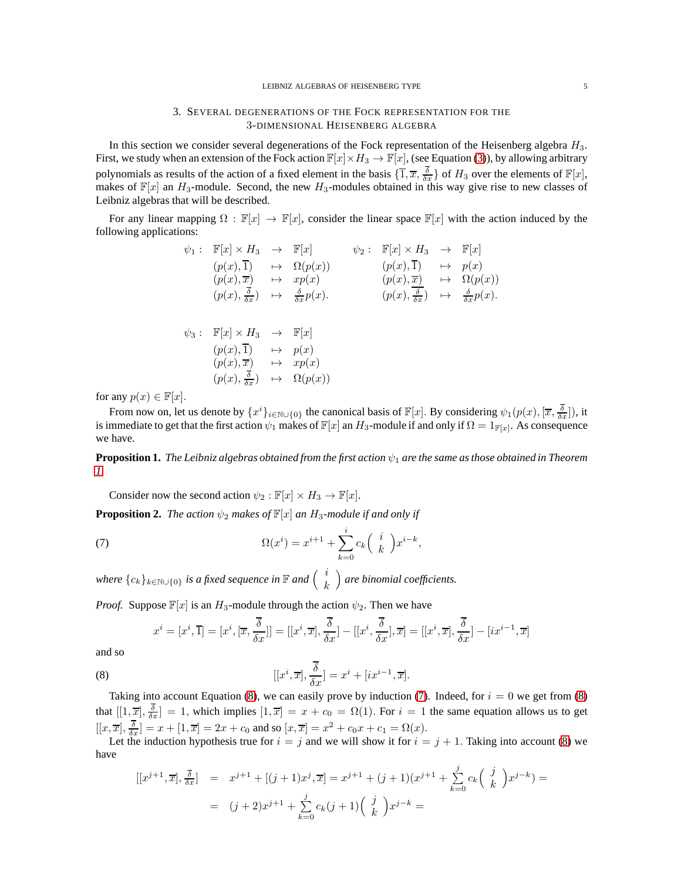## 3. Several degenerations of the Fock representation for the 3-dimensional Heisenberg algebra

In this section we consider several degenerations of the Fock representation of the Heisenberg algebra $H_3$. First, we study when an extension of the Fock action $\mathbb{F}[x]\times H_3 \to \mathbb{F}[x]$, (see Equation (3)), by allowing arbitrary polynomials as results of the action of a fixed element in the basis $\{\overline{1}, \overline{x}, \overline{\frac{\delta}{\delta x}}\}$ of $H_3$ over the elements of $\mathbb{F}[x]$, makes of $\mathbb{F}[x]$ an $H_3$-module. Second, the new $H_3$-modules obtained in this way give rise to new classes of Leibniz algebras that will be described.

For any linear mapping $\Omega : \mathbb{F}[x] \to \mathbb{F}[x]$, consider the linear space $\mathbb{F}[x]$ with the action induced by the following applications:

$$\begin{array}{llll} \psi_1: & \mathbb{F}[x]\times H_3 & \to & \mathbb{F}[x] \\ & (p(x),\overline{1}) & \mapsto & \Omega(p(x)) \\ & (p(x),\overline{x}) & \mapsto & xp(x) \\ & (p(x),\overline{\frac{\delta}{\delta x}}) & \mapsto & \frac{\delta}{\delta x}p(x). \end{array} \qquad \begin{array}{llll} \psi_2: & \mathbb{F}[x]\times H_3 & \to & \mathbb{F}[x] \\ & (p(x),\overline{1}) & \mapsto & p(x) \\ & (p(x),\overline{x}) & \mapsto & \Omega(p(x)) \\ & (p(x),\overline{\frac{\delta}{\delta x}}) & \mapsto & \frac{\delta}{\delta x}p(x). \end{array}$$

$$\begin{array}{llll} \psi_3: & \mathbb{F}[x]\times H_3 & \to & \mathbb{F}[x] \\ & (p(x),\overline{1}) & \mapsto & p(x) \\ & (p(x),\overline{x}) & \mapsto & xp(x) \\ & (p(x),\overline{\frac{\delta}{\delta x}}) & \mapsto & \Omega(p(x)) \end{array}$$

for any $p(x) \in \mathbb{F}[x]$.

From now on, let us denote by $\{x^i\}_{i\in\mathbb{N}\cup\{0\}}$ the canonical basis of $\mathbb{F}[x]$. By considering $\psi_1(p(x), [\overline{x}, \overline{\frac{\delta}{\delta x}}])$, it is immediate to get that the first action $\psi_1$ makes of $\mathbb{F}[x]$ an $H_3$-module if and only if $\Omega = 1_{\mathbb{F}[x]}$. As consequence we have.

**Proposition 1.** *The Leibniz algebras obtained from the first action $\psi_1$ are the same as those obtained in Theorem 1.*

Consider now the second action $\psi_2 : \mathbb{F}[x] \times H_3 \to \mathbb{F}[x]$.

**Proposition 2.** *The action $\psi_2$ makes of $\mathbb{F}[x]$ an $H_3$-module if and only if*

$$\Omega(x^i) = x^{i+1} + \sum_{k=0}^{i} c_k \binom{i}{k} x^{i-k}, \tag{7}$$

*where $\{c_k\}_{k\in\mathbb{N}\cup\{0\}}$ is a fixed sequence in $\mathbb{F}$ and $\binom{i}{k}$ are binomial coefficients.*

*Proof.* Suppose $\mathbb{F}[x]$ is an $H_3$-module through the action $\psi_2$. Then we have

$$x^i = [x^i, \overline{1}] = [x^i, [\overline{x}, \overline{\frac{\delta}{\delta x}}]] = [[x^i, \overline{x}], \overline{\frac{\delta}{\delta x}}] - [[x^i, \overline{\frac{\delta}{\delta x}}], \overline{x}] = [[x^i, \overline{x}], \overline{\frac{\delta}{\delta x}}] - [ix^{i-1}, \overline{x}]$$

and so

$$[[x^i, \overline{x}], \overline{\frac{\delta}{\delta x}}] = x^i + [ix^{i-1}, \overline{x}]. \tag{8}$$

Taking into account Equation (8), we can easily prove by induction (7). Indeed, for $i = 0$ we get from (8) that $[[1, \overline{x}], \overline{\frac{\delta}{\delta x}}] = 1$, which implies $[1, \overline{x}] = x + c_0 = \Omega(1)$. For $i = 1$ the same equation allows us to get $[[x, \overline{x}], \overline{\frac{\delta}{\delta x}}] = x + [1, \overline{x}] = 2x + c_0$ and so $[x, \overline{x}] = x^2 + c_0x + c_1 = \Omega(x)$.

Let the induction hypothesis true for $i = j$ and we will show it for $i = j + 1$. Taking into account (8) we have

$$\begin{aligned} [[x^{j+1}, \overline{x}], \overline{\tfrac{\delta}{\delta x}}] &= x^{j+1} + [(j+1)x^j, \overline{x}] = x^{j+1} + (j+1)(x^{j+1} + \sum_{k=0}^{j} c_k \binom{j}{k} x^{j-k}) = \\ &= (j+2)x^{j+1} + \sum_{k=0}^{j} c_k (j+1) \binom{j}{k} x^{j-k} = \end{aligned}$$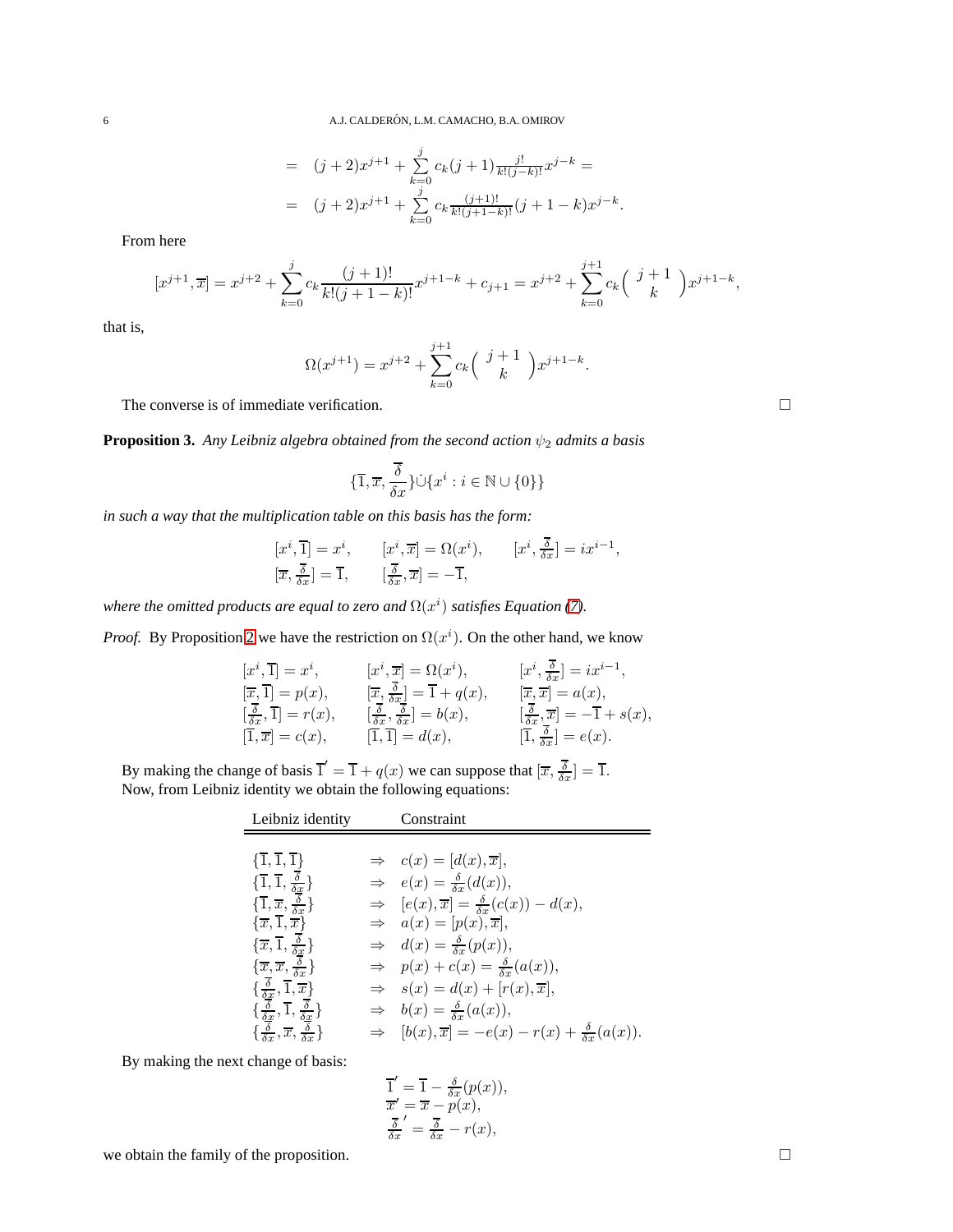$$= \quad (j+2)x^{j+1} + \sum_{k=0}^{j} c_k (j+1)\frac{j!}{k!(j-k)!}x^{j-k} =$$
$$= \quad (j+2)x^{j+1} + \sum_{k=0}^{j} c_k \frac{(j+1)!}{k!(j+1-k)!}(j+1-k)x^{j-k}.$$

From here

$$[x^{j+1}, \overline{x}] = x^{j+2} + \sum_{k=0}^{j} c_k \frac{(j+1)!}{k!(j+1-k)!} x^{j+1-k} + c_{j+1} = x^{j+2} + \sum_{k=0}^{j+1} c_k \binom{j+1}{k} x^{j+1-k},$$

that is,

$$\Omega(x^{j+1}) = x^{j+2} + \sum_{k=0}^{j+1} c_k \binom{j+1}{k} x^{j+1-k}.$$

The converse is of immediate verification. □

**Proposition 3.** *Any Leibniz algebra obtained from the second action $\psi_2$ admits a basis*

$$\{\overline{1}, \overline{x}, \overline{\frac{\delta}{\delta x}}\}\dot{\cup}\{x^i : i \in \mathbb{N} \cup \{0\}\}$$

*in such a way that the multiplication table on this basis has the form:*

$$\begin{array}{lll} [x^i, \overline{1}] = x^i, & [x^i, \overline{x}] = \Omega(x^i), & [x^i, \overline{\frac{\delta}{\delta x}}] = ix^{i-1}, \\ [\overline{x}, \overline{\frac{\delta}{\delta x}}] = \overline{1}, & [\overline{\frac{\delta}{\delta x}}, \overline{x}] = -\overline{1}, & \end{array}$$

*where the omitted products are equal to zero and $\Omega(x^i)$ satisfies Equation (7).*

*Proof.* By Proposition 2 we have the restriction on $\Omega(x^i)$. On the other hand, we know

$$\begin{array}{lll} [x^i, \overline{1}] = x^i, & [x^i, \overline{x}] = \Omega(x^i), & [x^i, \overline{\frac{\delta}{\delta x}}] = ix^{i-1}, \\ [\overline{x}, \overline{1}] = p(x), & [\overline{x}, \overline{\frac{\delta}{\delta x}}] = \overline{1} + q(x), & [\overline{x}, \overline{x}] = a(x), \\ [\overline{\frac{\delta}{\delta x}}, \overline{1}] = r(x), & [\overline{\frac{\delta}{\delta x}}, \overline{\frac{\delta}{\delta x}}] = b(x), & [\overline{\frac{\delta}{\delta x}}, \overline{x}] = -\overline{1} + s(x), \\ [\overline{1}, \overline{x}] = c(x), & [\overline{1}, \overline{1}] = d(x), & [\overline{1}, \overline{\frac{\delta}{\delta x}}] = e(x). \end{array}$$

By making the change of basis $\overline{1}' = \overline{1} + q(x)$ we can suppose that $[\overline{x}, \overline{\frac{\delta}{\delta x}}] = \overline{1}$.
Now, from Leibniz identity we obtain the following equations:

| Leibniz identity | | Constraint |
|---|---|---|
| $\{\overline{1}, \overline{1}, \overline{1}\}$ | $\Rightarrow$ | $c(x) = [d(x), \overline{x}]$, |
| $\{\overline{1}, \overline{1}, \overline{\frac{\delta}{\delta x}}\}$ | $\Rightarrow$ | $e(x) = \frac{\delta}{\delta x}(d(x))$, |
| $\{\overline{1}, \overline{x}, \overline{\frac{\delta}{\delta x}}\}$ | $\Rightarrow$ | $[e(x), \overline{x}] = \frac{\delta}{\delta x}(c(x)) - d(x)$, |
| $\{\overline{x}, \overline{1}, \overline{x}\}$ | $\Rightarrow$ | $a(x) = [p(x), \overline{x}]$, |
| $\{\overline{x}, \overline{1}, \overline{\frac{\delta}{\delta x}}\}$ | $\Rightarrow$ | $d(x) = \frac{\delta}{\delta x}(p(x))$, |
| $\{\overline{x}, \overline{x}, \overline{\frac{\delta}{\delta x}}\}$ | $\Rightarrow$ | $p(x) + c(x) = \frac{\delta}{\delta x}(a(x))$, |
| $\{\overline{\frac{\delta}{\delta x}}, \overline{1}, \overline{x}\}$ | $\Rightarrow$ | $s(x) = d(x) + [r(x), \overline{x}]$, |
| $\{\overline{\frac{\delta}{\delta x}}, \overline{1}, \overline{\frac{\delta}{\delta x}}\}$ | $\Rightarrow$ | $b(x) = \frac{\delta}{\delta x}(a(x))$, |
| $\{\overline{\frac{\delta}{\delta x}}, \overline{x}, \overline{\frac{\delta}{\delta x}}\}$ | $\Rightarrow$ | $[b(x), \overline{x}] = -e(x) - r(x) + \frac{\delta}{\delta x}(a(x))$. |

By making the next change of basis:

$$\begin{array}{l} \overline{1}' = \overline{1} - \frac{\delta}{\delta x}(p(x)), \\ \overline{x}' = \overline{x} - p(x), \\ \overline{\frac{\delta}{\delta x}}' = \overline{\frac{\delta}{\delta x}} - r(x), \end{array}$$

we obtain the family of the proposition. □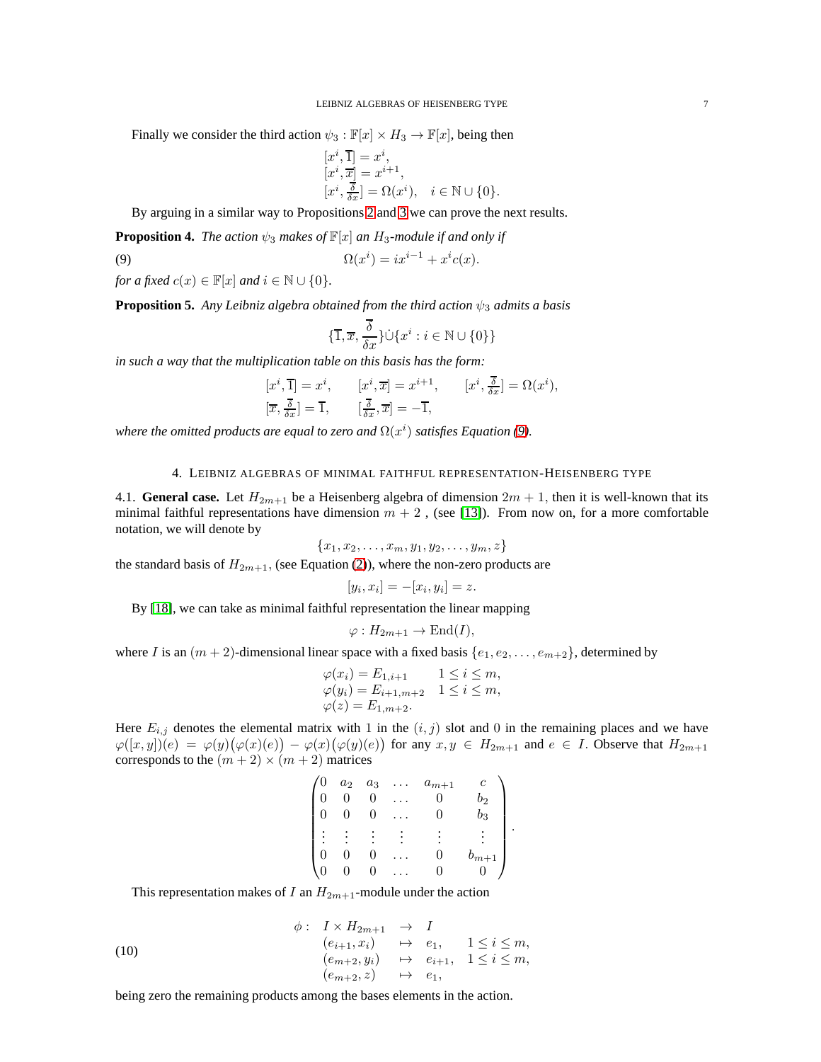Finally we consider the third action $\psi_3 : \mathbb{F}[x] \times H_3 \to \mathbb{F}[x]$, being then

$$
\begin{aligned}
&[x^i, \overline{1}] = x^i, \\
&[x^i, \overline{x}] = x^{i+1}, \\
&[x^i, \tfrac{\overline{\delta}}{\delta x}] = \Omega(x^i), \quad i \in \mathbb{N} \cup \{0\}.
\end{aligned}
$$

By arguing in a similar way to Propositions 2 and 3 we can prove the next results.

**Proposition 4.** *The action $\psi_3$ makes of $\mathbb{F}[x]$ an $H_3$-module if and only if*

$$
\Omega(x^i) = ix^{i-1} + x^i c(x). \tag{9}
$$

*for a fixed $c(x) \in \mathbb{F}[x]$ and $i \in \mathbb{N} \cup \{0\}$.*

**Proposition 5.** *Any Leibniz algebra obtained from the third action $\psi_3$ admits a basis*

$$
\{\overline{1}, \overline{x}, \frac{\overline{\delta}}{\delta x}\} \dot\cup \{x^i : i \in \mathbb{N} \cup \{0\}\}
$$

*in such a way that the multiplication table on this basis has the form:*

$$
\begin{aligned}
&[x^i, \overline{1}] = x^i, \qquad [x^i, \overline{x}] = x^{i+1}, \qquad [x^i, \tfrac{\overline{\delta}}{\delta x}] = \Omega(x^i), \\
&[\overline{x}, \tfrac{\overline{\delta}}{\delta x}] = \overline{1}, \qquad [\tfrac{\overline{\delta}}{\delta x}, \overline{x}] = -\overline{1},
\end{aligned}
$$

*where the omitted products are equal to zero and $\Omega(x^i)$ satisfies Equation (9).*

## 4. Leibniz algebras of minimal faithful representation-Heisenberg type

**4.1. General case.** Let $H_{2m+1}$ be a Heisenberg algebra of dimension $2m+1$, then it is well-known that its minimal faithful representations have dimension $m+2$ , (see [13]). From now on, for a more comfortable notation, we will denote by

$$
\{x_1, x_2, \dots, x_m, y_1, y_2, \dots, y_m, z\}
$$

the standard basis of $H_{2m+1}$, (see Equation (2)), where the non-zero products are

$$
[y_i, x_i] = -[x_i, y_i] = z.
$$

By [18], we can take as minimal faithful representation the linear mapping

$$
\varphi : H_{2m+1} \to \mathrm{End}(I),
$$

where $I$ is an $(m+2)$-dimensional linear space with a fixed basis $\{e_1, e_2, \dots, e_{m+2}\}$, determined by

$$
\begin{aligned}
&\varphi(x_i) = E_{1,i+1} \qquad 1 \le i \le m, \\
&\varphi(y_i) = E_{i+1,m+2} \quad 1 \le i \le m, \\
&\varphi(z) = E_{1,m+2}.
\end{aligned}
$$

Here $E_{i,j}$ denotes the elemental matrix with 1 in the $(i,j)$ slot and 0 in the remaining places and we have $\varphi([x,y])(e) = \varphi(y)\big(\varphi(x)(e)\big) - \varphi(x)\big(\varphi(y)(e)\big)$ for any $x, y \in H_{2m+1}$ and $e \in I$. Observe that $H_{2m+1}$ corresponds to the $(m+2) \times (m+2)$ matrices

$$
\begin{pmatrix}
0 & a_2 & a_3 & \dots & a_{m+1} & c \\
0 & 0 & 0 & \dots & 0 & b_2 \\
0 & 0 & 0 & \dots & 0 & b_3 \\
\vdots & \vdots & \vdots & \vdots & \vdots & \vdots \\
0 & 0 & 0 & \dots & 0 & b_{m+1} \\
0 & 0 & 0 & \dots & 0 & 0
\end{pmatrix}.
$$

This representation makes of $I$ an $H_{2m+1}$-module under the action

$$
\begin{aligned}
\phi : \quad & I \times H_{2m+1} && \to && I \\
& (e_{i+1}, x_i) && \mapsto && e_1, && 1 \le i \le m, \\
& (e_{m+2}, y_i) && \mapsto && e_{i+1}, && 1 \le i \le m, \\
& (e_{m+2}, z) && \mapsto && e_1,
\end{aligned} \tag{10}
$$

being zero the remaining products among the bases elements in the action.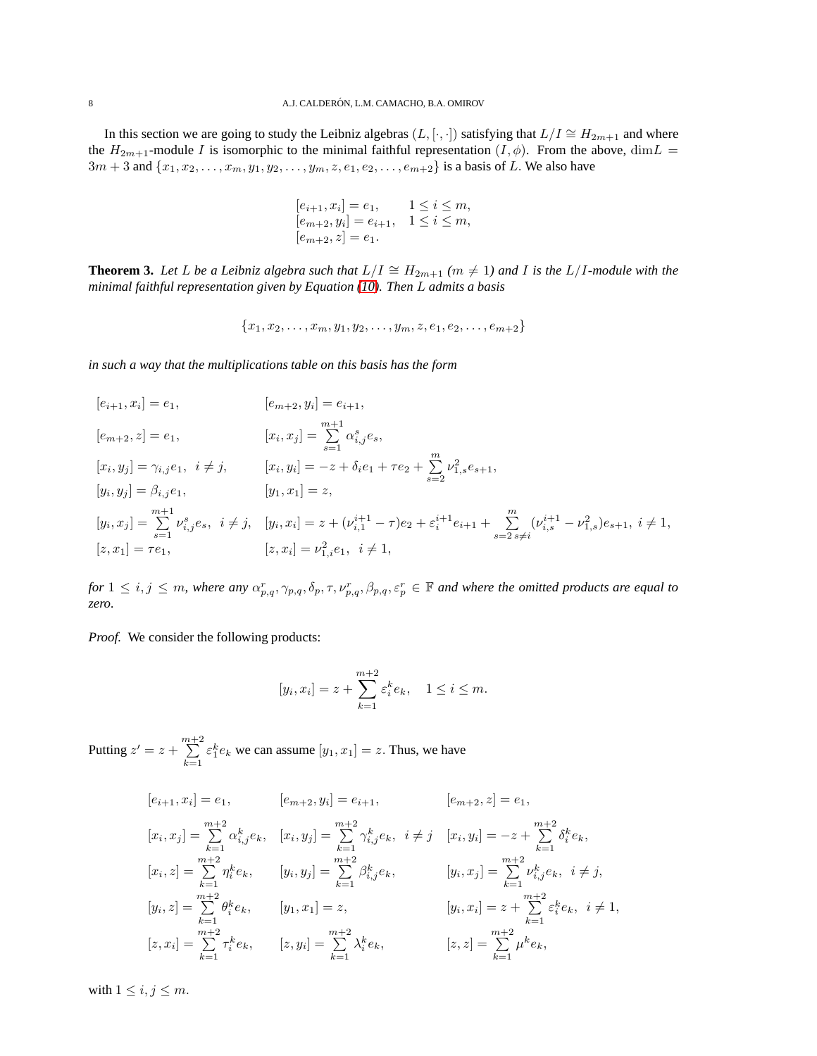In this section we are going to study the Leibniz algebras $(L, [\cdot,\cdot])$ satisfying that $L/I \cong H_{2m+1}$ and where the $H_{2m+1}$-module $I$ is isomorphic to the minimal faithful representation $(I, \phi)$. From the above, $\dim L = 3m+3$ and $\{x_1, x_2, \dots, x_m, y_1, y_2, \dots, y_m, z, e_1, e_2, \dots, e_{m+2}\}$ is a basis of $L$. We also have

$$
\begin{array}{ll}
[e_{i+1}, x_i] = e_1, & 1 \le i \le m, \\
[e_{m+2}, y_i] = e_{i+1}, & 1 \le i \le m, \\
[e_{m+2}, z] = e_1. &
\end{array}
$$

**Theorem 3.** *Let $L$ be a Leibniz algebra such that $L/I \cong H_{2m+1}$ ($m \neq 1$) and $I$ is the $L/I$-module with the minimal faithful representation given by Equation (10). Then $L$ admits a basis*

$$\{x_1, x_2, \dots, x_m, y_1, y_2, \dots, y_m, z, e_1, e_2, \dots, e_{m+2}\}$$

*in such a way that the multiplications table on this basis has the form*

$$
\begin{array}{ll}
[e_{i+1}, x_i] = e_1, & [e_{m+2}, y_i] = e_{i+1}, \\
[e_{m+2}, z] = e_1, & [x_i, x_j] = \sum\limits_{s=1}^{m+1} \alpha_{i,j}^s e_s, \\
[x_i, y_j] = \gamma_{i,j} e_1, \ \ i \neq j, & [x_i, y_i] = -z + \delta_i e_1 + \tau e_2 + \sum\limits_{s=2}^{m} \nu_{1,s}^2 e_{s+1}, \\
[y_i, y_j] = \beta_{i,j} e_1, & [y_1, x_1] = z, \\
[y_i, x_j] = \sum\limits_{s=1}^{m+1} \nu_{i,j}^s e_s, \ \ i \neq j, & [y_i, x_i] = z + (\nu_{i,1}^{i+1} - \tau) e_2 + \varepsilon_i^{i+1} e_{i+1} + \sum\limits_{s=2\, s\neq i}^{m} (\nu_{i,s}^{i+1} - \nu_{1,s}^2) e_{s+1}, \ i \neq 1, \\
[z, x_1] = \tau e_1, & [z, x_i] = \nu_{1,i}^2 e_1, \ \ i \neq 1,
\end{array}
$$

*for $1 \le i, j \le m$, where any $\alpha_{p,q}^r, \gamma_{p,q}, \delta_p, \tau, \nu_{p,q}^r, \beta_{p,q}, \varepsilon_p^r \in \mathbb{F}$ and where the omitted products are equal to zero.*

*Proof.* We consider the following products:

$$[y_i, x_i] = z + \sum_{k=1}^{m+2} \varepsilon_i^k e_k, \quad 1 \le i \le m.$$

Putting $z' = z + \sum_{k=1}^{m+2} \varepsilon_1^k e_k$ we can assume $[y_1, x_1] = z$. Thus, we have

$$
\begin{array}{lll}
[e_{i+1}, x_i] = e_1, & [e_{m+2}, y_i] = e_{i+1}, & [e_{m+2}, z] = e_1, \\
[x_i, x_j] = \sum\limits_{k=1}^{m+2} \alpha_{i,j}^k e_k, & [x_i, y_j] = \sum\limits_{k=1}^{m+2} \gamma_{i,j}^k e_k, \ \ i \neq j & [x_i, y_i] = -z + \sum\limits_{k=1}^{m+2} \delta_i^k e_k, \\
[x_i, z] = \sum\limits_{k=1}^{m+2} \eta_i^k e_k, & [y_i, y_j] = \sum\limits_{k=1}^{m+2} \beta_{i,j}^k e_k, & [y_i, x_j] = \sum\limits_{k=1}^{m+2} \nu_{i,j}^k e_k, \ \ i \neq j, \\
[y_i, z] = \sum\limits_{k=1}^{m+2} \theta_i^k e_k, & [y_1, x_1] = z, & [y_i, x_i] = z + \sum\limits_{k=1}^{m+2} \varepsilon_i^k e_k, \ \ i \neq 1, \\
[z, x_i] = \sum\limits_{k=1}^{m+2} \tau_i^k e_k, & [z, y_i] = \sum\limits_{k=1}^{m+2} \lambda_i^k e_k, & [z, z] = \sum\limits_{k=1}^{m+2} \mu^k e_k,
\end{array}
$$

with $1 \le i, j \le m$.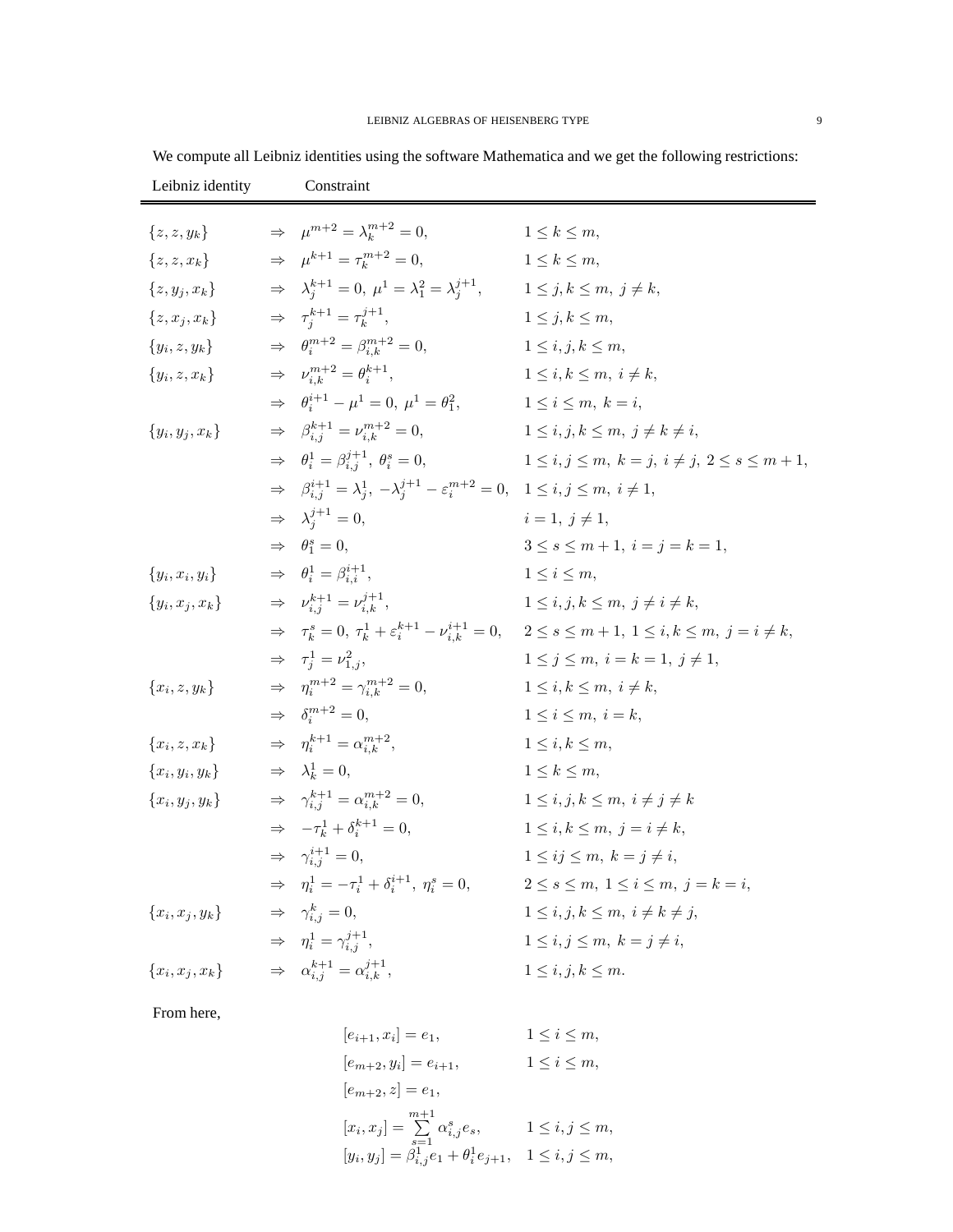We compute all Leibniz identities using the software Mathematica and we get the following restrictions:

| Leibniz identity | Constraint | |
|---|---|---|
| $\{z, z, y_k\}$ | $\Rightarrow \ \mu^{m+2} = \lambda_k^{m+2} = 0,$ | $1 \leq k \leq m,$ |
| $\{z, z, x_k\}$ | $\Rightarrow \ \mu^{k+1} = \tau_k^{m+2} = 0,$ | $1 \leq k \leq m,$ |
| $\{z, y_j, x_k\}$ | $\Rightarrow \ \lambda_j^{k+1} = 0,\ \mu^1 = \lambda_1^2 = \lambda_j^{j+1},$ | $1 \leq j, k \leq m,\ j \neq k,$ |
| $\{z, x_j, x_k\}$ | $\Rightarrow \ \tau_j^{k+1} = \tau_k^{j+1},$ | $1 \leq j, k \leq m,$ |
| $\{y_i, z, y_k\}$ | $\Rightarrow \ \theta_i^{m+2} = \beta_{i,k}^{m+2} = 0,$ | $1 \leq i, j, k \leq m,$ |
| $\{y_i, z, x_k\}$ | $\Rightarrow \ \nu_{i,k}^{m+2} = \theta_i^{k+1},$ | $1 \leq i, k \leq m,\ i \neq k,$ |
| | $\Rightarrow \ \theta_i^{i+1} - \mu^1 = 0,\ \mu^1 = \theta_1^2,$ | $1 \leq i \leq m,\ k = i,$ |
| $\{y_i, y_j, x_k\}$ | $\Rightarrow \ \beta_{i,j}^{k+1} = \nu_{i,k}^{m+2} = 0,$ | $1 \leq i, j, k \leq m,\ j \neq k \neq i,$ |
| | $\Rightarrow \ \theta_i^1 = \beta_{i,j}^{j+1},\ \theta_i^s = 0,$ | $1 \leq i, j \leq m,\ k = j,\ i \neq j,\ 2 \leq s \leq m+1,$ |
| | $\Rightarrow \ \beta_{i,j}^{i+1} = \lambda_j^1,\ -\lambda_j^{j+1} - \varepsilon_i^{m+2} = 0,$ | $1 \leq i, j \leq m,\ i \neq 1,$ |
| | $\Rightarrow \ \lambda_j^{j+1} = 0,$ | $i = 1,\ j \neq 1,$ |
| | $\Rightarrow \ \theta_1^s = 0,$ | $3 \leq s \leq m+1,\ i = j = k = 1,$ |
| $\{y_i, x_i, y_i\}$ | $\Rightarrow \ \theta_i^1 = \beta_{i,i}^{i+1},$ | $1 \leq i \leq m,$ |
| $\{y_i, x_j, x_k\}$ | $\Rightarrow \ \nu_{i,j}^{k+1} = \nu_{i,k}^{j+1},$ | $1 \leq i, j, k \leq m,\ j \neq i \neq k,$ |
| | $\Rightarrow \ \tau_k^s = 0,\ \tau_k^1 + \varepsilon_i^{k+1} - \nu_{i,k}^{i+1} = 0,$ | $2 \leq s \leq m+1,\ 1 \leq i, k \leq m,\ j = i \neq k,$ |
| | $\Rightarrow \ \tau_j^1 = \nu_{1,j}^2,$ | $1 \leq j \leq m,\ i = k = 1,\ j \neq 1,$ |
| $\{x_i, z, y_k\}$ | $\Rightarrow \ \eta_i^{m+2} = \gamma_{i,k}^{m+2} = 0,$ | $1 \leq i, k \leq m,\ i \neq k,$ |
| | $\Rightarrow \ \delta_i^{m+2} = 0,$ | $1 \leq i \leq m,\ i = k,$ |
| $\{x_i, z, x_k\}$ | $\Rightarrow \ \eta_i^{k+1} = \alpha_{i,k}^{m+2},$ | $1 \leq i, k \leq m,$ |
| $\{x_i, y_i, y_k\}$ | $\Rightarrow \ \lambda_k^1 = 0,$ | $1 \leq k \leq m,$ |
| $\{x_i, y_j, y_k\}$ | $\Rightarrow \ \gamma_{i,j}^{k+1} = \alpha_{i,k}^{m+2} = 0,$ | $1 \leq i, j, k \leq m,\ i \neq j \neq k$ |
| | $\Rightarrow \ -\tau_k^1 + \delta_i^{k+1} = 0,$ | $1 \leq i, k \leq m,\ j = i \neq k,$ |
| | $\Rightarrow \ \gamma_{i,j}^{i+1} = 0,$ | $1 \leq ij \leq m,\ k = j \neq i,$ |
| | $\Rightarrow \ \eta_i^1 = -\tau_i^1 + \delta_i^{i+1},\ \eta_i^s = 0,$ | $2 \leq s \leq m,\ 1 \leq i \leq m,\ j = k = i,$ |
| $\{x_i, x_j, y_k\}$ | $\Rightarrow \ \gamma_{i,j}^k = 0,$ | $1 \leq i, j, k \leq m,\ i \neq k \neq j,$ |
| | $\Rightarrow \ \eta_i^1 = \gamma_{i,j}^{j+1},$ | $1 \leq i, j \leq m,\ k = j \neq i,$ |
| $\{x_i, x_j, x_k\}$ | $\Rightarrow \ \alpha_{i,j}^{k+1} = \alpha_{i,k}^{j+1},$ | $1 \leq i, j, k \leq m.$ |

From here,

$$
\begin{aligned}
&[e_{i+1}, x_i] = e_1, && 1 \leq i \leq m,\\
&[e_{m+2}, y_i] = e_{i+1}, && 1 \leq i \leq m,\\
&[e_{m+2}, z] = e_1, &&\\
&[x_i, x_j] = \sum_{s=1}^{m+1} \alpha_{i,j}^s e_s, && 1 \leq i, j \leq m,\\
&[y_i, y_j] = \beta_{i,j}^1 e_1 + \theta_i^1 e_{j+1}, && 1 \leq i, j \leq m,
\end{aligned}
$$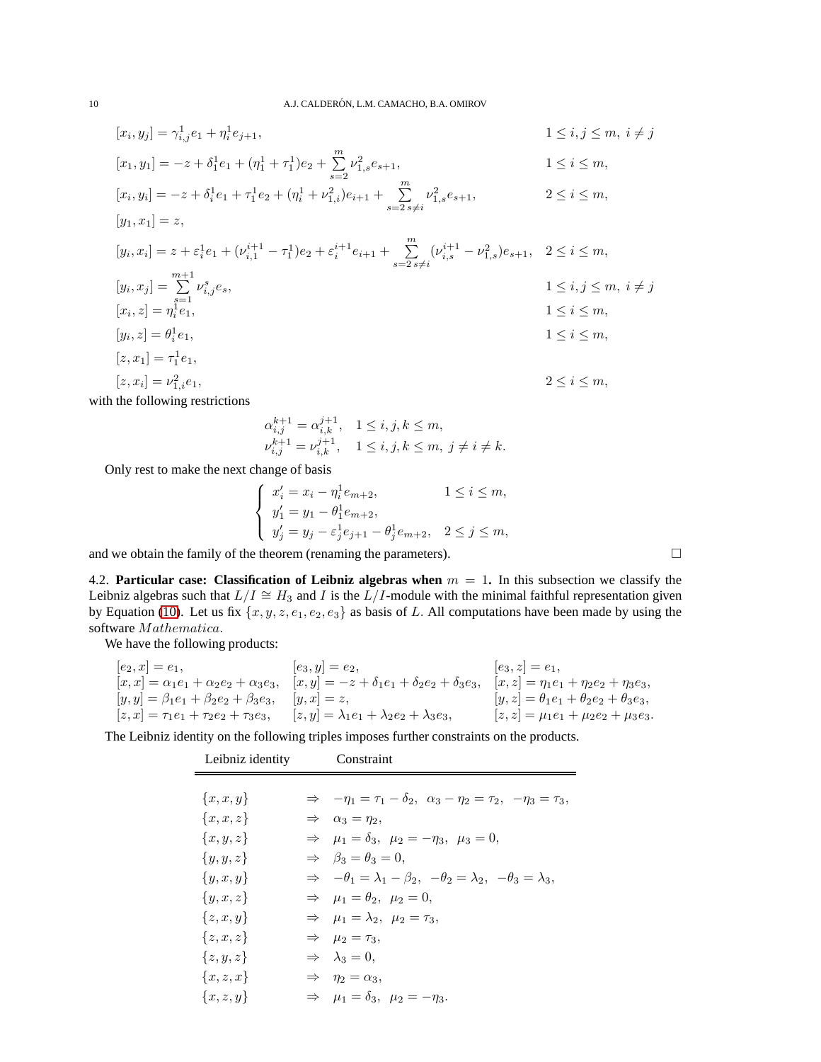$$
\begin{array}{ll}
[x_i, y_j] = \gamma_{i,j}^1 e_1 + \eta_i^1 e_{j+1}, & 1 \le i, j \le m,\ i \ne j \\
[x_1, y_1] = -z + \delta_1^1 e_1 + (\eta_1^1 + \tau_1^1) e_2 + \sum\limits_{s=2}^{m} \nu_{1,s}^2 e_{s+1}, & 1 \le i \le m, \\
[x_i, y_i] = -z + \delta_i^1 e_1 + \tau_1^1 e_2 + (\eta_i^1 + \nu_{1,i}^2) e_{i+1} + \sum\limits_{s=2\, s \ne i}^{m} \nu_{1,s}^2 e_{s+1}, & 2 \le i \le m, \\
[y_1, x_1] = z, & \\
[y_i, x_i] = z + \varepsilon_i^1 e_1 + (\nu_{i,1}^{i+1} - \tau_1^1) e_2 + \varepsilon_i^{i+1} e_{i+1} + \sum\limits_{s=2\, s \ne i}^{m} (\nu_{i,s}^{i+1} - \nu_{1,s}^2) e_{s+1}, & 2 \le i \le m, \\
[y_i, x_j] = \sum\limits_{s=1}^{m+1} \nu_{i,j}^s e_s, & 1 \le i, j \le m,\ i \ne j \\
[x_i, z] = \eta_i^1 e_1, & 1 \le i \le m, \\
[y_i, z] = \theta_i^1 e_1, & 1 \le i \le m, \\
[z, x_1] = \tau_1^1 e_1, & \\
[z, x_i] = \nu_{1,i}^2 e_1, & 2 \le i \le m,
\end{array}
$$

with the following restrictions

$$
\begin{array}{ll}
\alpha_{i,j}^{k+1} = \alpha_{i,k}^{j+1}, & 1 \le i, j, k \le m, \\
\nu_{i,j}^{k+1} = \nu_{i,k}^{j+1}, & 1 \le i, j, k \le m,\ j \ne i \ne k.
\end{array}
$$

Only rest to make the next change of basis

$$
\begin{cases}
x_i' = x_i - \eta_i^1 e_{m+2}, & 1 \le i \le m, \\
y_1' = y_1 - \theta_1^1 e_{m+2}, & \\
y_j' = y_j - \varepsilon_j^1 e_{j+1} - \theta_j^1 e_{m+2}, & 2 \le j \le m,
\end{cases}
$$

and we obtain the family of the theorem (renaming the parameters). □

4.2. **Particular case: Classification of Leibniz algebras when $m = 1$.** In this subsection we classify the Leibniz algebras such that $L/I \cong H_3$ and $I$ is the $L/I$-module with the minimal faithful representation given by Equation (10). Let us fix $\{x, y, z, e_1, e_2, e_3\}$ as basis of $L$. All computations have been made by using the software *Mathematica*.

We have the following products:

$$
\begin{array}{lll}
[e_2, x] = e_1, & [e_3, y] = e_2, & [e_3, z] = e_1, \\
[x, x] = \alpha_1 e_1 + \alpha_2 e_2 + \alpha_3 e_3, & [x, y] = -z + \delta_1 e_1 + \delta_2 e_2 + \delta_3 e_3, & [x, z] = \eta_1 e_1 + \eta_2 e_2 + \eta_3 e_3, \\
[y, y] = \beta_1 e_1 + \beta_2 e_2 + \beta_3 e_3, & [y, x] = z, & [y, z] = \theta_1 e_1 + \theta_2 e_2 + \theta_3 e_3, \\
[z, x] = \tau_1 e_1 + \tau_2 e_2 + \tau_3 e_3, & [z, y] = \lambda_1 e_1 + \lambda_2 e_2 + \lambda_3 e_3, & [z, z] = \mu_1 e_1 + \mu_2 e_2 + \mu_3 e_3.
\end{array}
$$

The Leibniz identity on the following triples imposes further constraints on the products.

| Leibniz identity | Constraint |
|---|---|
| $\{x, x, y\}$ | $\Rightarrow\ -\eta_1 = \tau_1 - \delta_2,\ \alpha_3 - \eta_2 = \tau_2,\ -\eta_3 = \tau_3,$ |
| $\{x, x, z\}$ | $\Rightarrow\ \alpha_3 = \eta_2,$ |
| $\{x, y, z\}$ | $\Rightarrow\ \mu_1 = \delta_3,\ \mu_2 = -\eta_3,\ \mu_3 = 0,$ |
| $\{y, y, z\}$ | $\Rightarrow\ \beta_3 = \theta_3 = 0,$ |
| $\{y, x, y\}$ | $\Rightarrow\ -\theta_1 = \lambda_1 - \beta_2,\ -\theta_2 = \lambda_2,\ -\theta_3 = \lambda_3,$ |
| $\{y, x, z\}$ | $\Rightarrow\ \mu_1 = \theta_2,\ \mu_2 = 0,$ |
| $\{z, x, y\}$ | $\Rightarrow\ \mu_1 = \lambda_2,\ \mu_2 = \tau_3,$ |
| $\{z, x, z\}$ | $\Rightarrow\ \mu_2 = \tau_3,$ |
| $\{z, y, z\}$ | $\Rightarrow\ \lambda_3 = 0,$ |
| $\{x, z, x\}$ | $\Rightarrow\ \eta_2 = \alpha_3,$ |
| $\{x, z, y\}$ | $\Rightarrow\ \mu_1 = \delta_3,\ \mu_2 = -\eta_3.$ |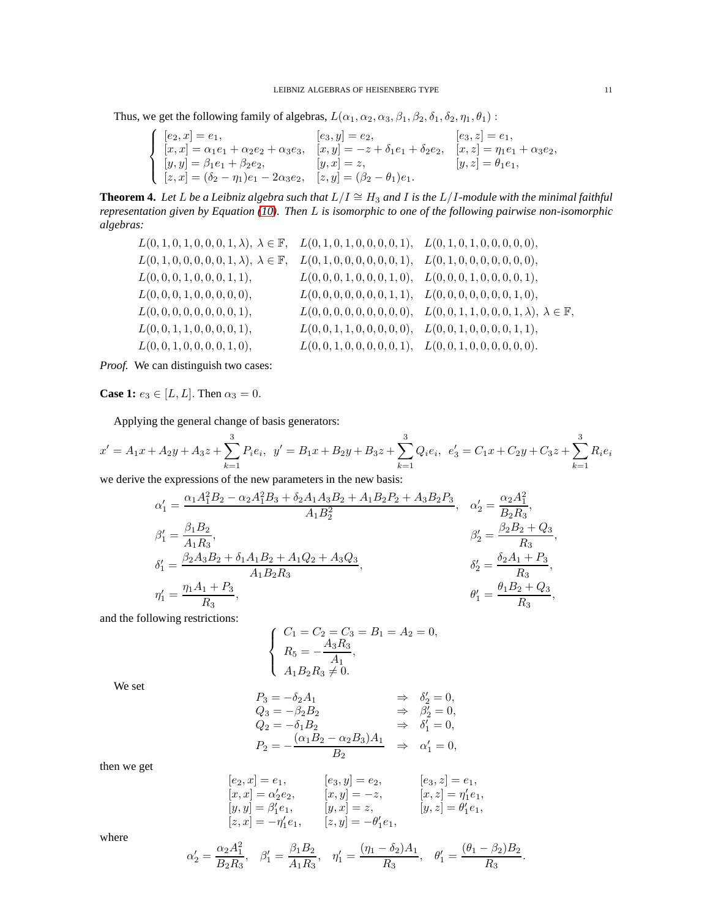Thus, we get the following family of algebras, $L(\alpha_1, \alpha_2, \alpha_3, \beta_1, \beta_2, \delta_1, \delta_2, \eta_1, \theta_1)$ :

$$
\left\{
\begin{array}{lll}
[e_2, x] = e_1, & [e_3, y] = e_2, & [e_3, z] = e_1, \\
[x, x] = \alpha_1 e_1 + \alpha_2 e_2 + \alpha_3 e_3, & [x, y] = -z + \delta_1 e_1 + \delta_2 e_2, & [x, z] = \eta_1 e_1 + \alpha_3 e_2, \\
[y, y] = \beta_1 e_1 + \beta_2 e_2, & [y, x] = z, & [y, z] = \theta_1 e_1, \\
[z, x] = (\delta_2 - \eta_1) e_1 - 2\alpha_3 e_2, & [z, y] = (\beta_2 - \theta_1) e_1. &
\end{array}
\right.
$$

**Theorem 4.** *Let $L$ be a Leibniz algebra such that $L/I \cong H_3$ and $I$ is the $L/I$-module with the minimal faithful representation given by Equation (10). Then $L$ is isomorphic to one of the following pairwise non-isomorphic algebras:*

$$
\begin{array}{lll}
L(0,1,0,1,0,0,0,1,\lambda),\ \lambda \in \mathbb{F}, & L(0,1,0,1,0,0,0,0,1), & L(0,1,0,1,0,0,0,0,0), \\
L(0,1,0,0,0,0,0,1,\lambda),\ \lambda \in \mathbb{F}, & L(0,1,0,0,0,0,0,0,1), & L(0,1,0,0,0,0,0,0,0), \\
L(0,0,0,1,0,0,0,1,1), & L(0,0,0,1,0,0,0,1,0), & L(0,0,0,1,0,0,0,0,1), \\
L(0,0,0,1,0,0,0,0,0), & L(0,0,0,0,0,0,0,1,1), & L(0,0,0,0,0,0,0,1,0), \\
L(0,0,0,0,0,0,0,0,1), & L(0,0,0,0,0,0,0,0,0), & L(0,0,1,1,0,0,0,1,\lambda),\ \lambda \in \mathbb{F}, \\
L(0,0,1,1,0,0,0,0,1), & L(0,0,1,1,0,0,0,0,0), & L(0,0,1,0,0,0,0,1,1), \\
L(0,0,1,0,0,0,0,1,0), & L(0,0,1,0,0,0,0,0,1), & L(0,0,1,0,0,0,0,0,0).
\end{array}
$$

*Proof.* We can distinguish two cases:

**Case 1:** $e_3 \in [L, L]$. Then $\alpha_3 = 0$.

Applying the general change of basis generators:

$$
x' = A_1 x + A_2 y + A_3 z + \sum_{k=1}^{3} P_i e_i, \ \ y' = B_1 x + B_2 y + B_3 z + \sum_{k=1}^{3} Q_i e_i, \ \ e_3' = C_1 x + C_2 y + C_3 z + \sum_{k=1}^{3} R_i e_i
$$

we derive the expressions of the new parameters in the new basis:

$$
\begin{array}{ll}
\alpha_1' = \dfrac{\alpha_1 A_1^2 B_2 - \alpha_2 A_1^2 B_3 + \delta_2 A_1 A_3 B_2 + A_1 B_2 P_2 + A_3 B_2 P_3}{A_1 B_2^2}, & \alpha_2' = \dfrac{\alpha_2 A_1^2}{B_2 R_3}, \\
\beta_1' = \dfrac{\beta_1 B_2}{A_1 R_3}, & \beta_2' = \dfrac{\beta_2 B_2 + Q_3}{R_3}, \\
\delta_1' = \dfrac{\beta_2 A_3 B_2 + \delta_1 A_1 B_2 + A_1 Q_2 + A_3 Q_3}{A_1 B_2 R_3}, & \delta_2' = \dfrac{\delta_2 A_1 + P_3}{R_3}, \\
\eta_1' = \dfrac{\eta_1 A_1 + P_3}{R_3}, & \theta_1' = \dfrac{\theta_1 B_2 + Q_3}{R_3},
\end{array}
$$

and the following restrictions:

$$
\left\{
\begin{array}{l}
C_1 = C_2 = C_3 = B_1 = A_2 = 0, \\
R_5 = -\dfrac{A_3 R_3}{A_1}, \\
A_1 B_2 R_3 \neq 0.
\end{array}
\right.
$$

We set

$$
\begin{array}{lll}
P_3 = -\delta_2 A_1 & \Rightarrow & \delta_2' = 0, \\
Q_3 = -\beta_2 B_2 & \Rightarrow & \beta_2' = 0, \\
Q_2 = -\delta_1 B_2 & \Rightarrow & \delta_1' = 0, \\
P_2 = -\dfrac{(\alpha_1 B_2 - \alpha_2 B_3) A_1}{B_2} & \Rightarrow & \alpha_1' = 0,
\end{array}
$$

then we get

$$
\begin{array}{lll}
[e_2, x] = e_1, & [e_3, y] = e_2, & [e_3, z] = e_1, \\
[x, x] = \alpha_2' e_2, & [x, y] = -z, & [x, z] = \eta_1' e_1, \\
[y, y] = \beta_1' e_1, & [y, x] = z, & [y, z] = \theta_1' e_1, \\
[z, x] = -\eta_1' e_1, & [z, y] = -\theta_1' e_1, &
\end{array}
$$

where

$$
\alpha_2' = \frac{\alpha_2 A_1^2}{B_2 R_3}, \quad \beta_1' = \frac{\beta_1 B_2}{A_1 R_3}, \quad \eta_1' = \frac{(\eta_1 - \delta_2) A_1}{R_3}, \quad \theta_1' = \frac{(\theta_1 - \beta_2) B_2}{R_3}.
$$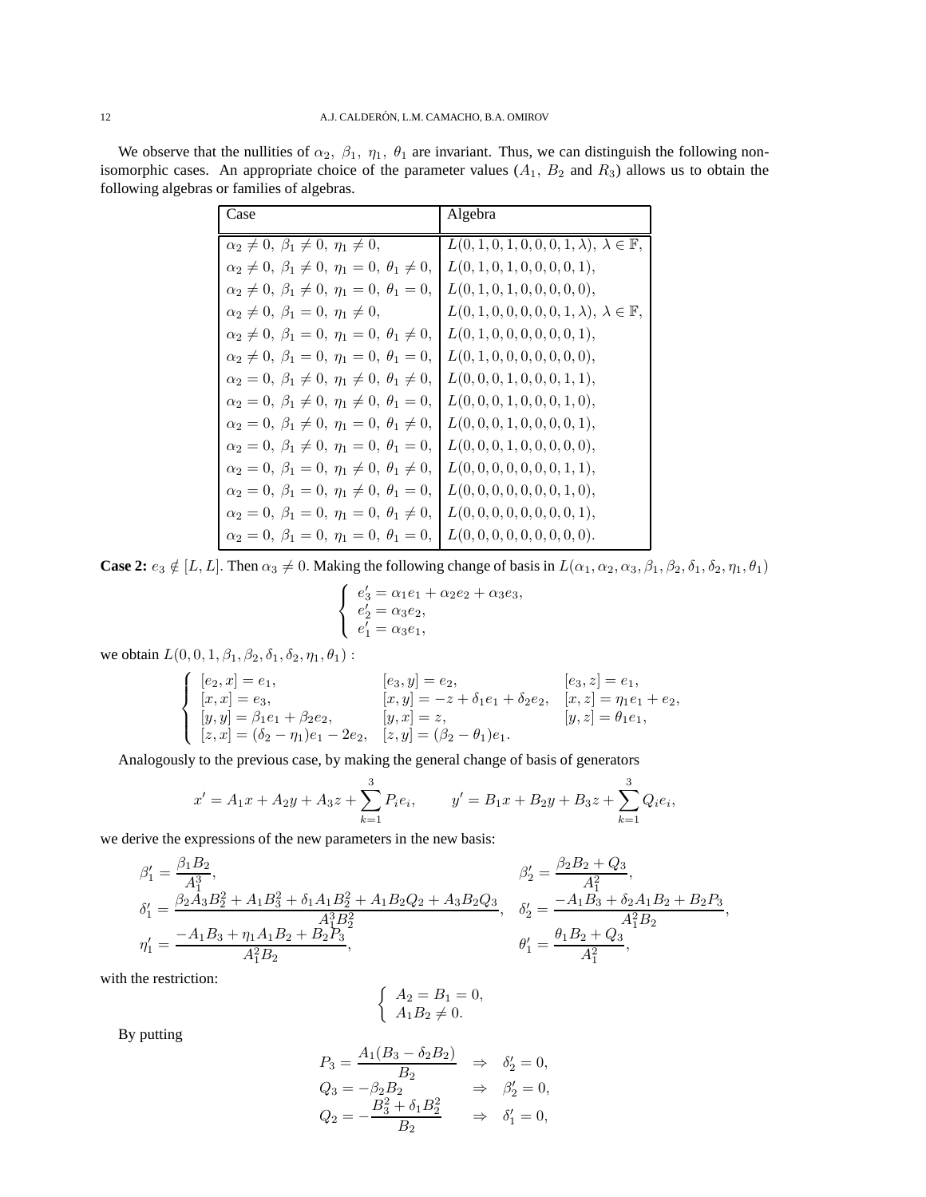We observe that the nullities of $\alpha_2,\ \beta_1,\ \eta_1,\ \theta_1$ are invariant. Thus, we can distinguish the following non-isomorphic cases. An appropriate choice of the parameter values ($A_1$, $B_2$ and $R_3$) allows us to obtain the following algebras or families of algebras.

| Case | Algebra |
|---|---|
| $\alpha_2 \neq 0,\ \beta_1 \neq 0,\ \eta_1 \neq 0,$ | $L(0,1,0,1,0,0,0,1,\lambda),\ \lambda \in \mathbb{F},$ |
| $\alpha_2 \neq 0,\ \beta_1 \neq 0,\ \eta_1 = 0,\ \theta_1 \neq 0,$ | $L(0,1,0,1,0,0,0,0,1),$ |
| $\alpha_2 \neq 0,\ \beta_1 \neq 0,\ \eta_1 = 0,\ \theta_1 = 0,$ | $L(0,1,0,1,0,0,0,0,0),$ |
| $\alpha_2 \neq 0,\ \beta_1 = 0,\ \eta_1 \neq 0,$ | $L(0,1,0,0,0,0,0,1,\lambda),\ \lambda \in \mathbb{F},$ |
| $\alpha_2 \neq 0,\ \beta_1 = 0,\ \eta_1 = 0,\ \theta_1 \neq 0,$ | $L(0,1,0,0,0,0,0,0,1),$ |
| $\alpha_2 \neq 0,\ \beta_1 = 0,\ \eta_1 = 0,\ \theta_1 = 0,$ | $L(0,1,0,0,0,0,0,0,0),$ |
| $\alpha_2 = 0,\ \beta_1 \neq 0,\ \eta_1 \neq 0,\ \theta_1 \neq 0,$ | $L(0,0,0,1,0,0,0,1,1),$ |
| $\alpha_2 = 0,\ \beta_1 \neq 0,\ \eta_1 \neq 0,\ \theta_1 = 0,$ | $L(0,0,0,1,0,0,0,1,0),$ |
| $\alpha_2 = 0,\ \beta_1 \neq 0,\ \eta_1 = 0,\ \theta_1 \neq 0,$ | $L(0,0,0,1,0,0,0,0,1),$ |
| $\alpha_2 = 0,\ \beta_1 \neq 0,\ \eta_1 = 0,\ \theta_1 = 0,$ | $L(0,0,0,1,0,0,0,0,0),$ |
| $\alpha_2 = 0,\ \beta_1 = 0,\ \eta_1 \neq 0,\ \theta_1 \neq 0,$ | $L(0,0,0,0,0,0,0,1,1),$ |
| $\alpha_2 = 0,\ \beta_1 = 0,\ \eta_1 \neq 0,\ \theta_1 = 0,$ | $L(0,0,0,0,0,0,0,1,0),$ |
| $\alpha_2 = 0,\ \beta_1 = 0,\ \eta_1 = 0,\ \theta_1 \neq 0,$ | $L(0,0,0,0,0,0,0,0,1),$ |
| $\alpha_2 = 0,\ \beta_1 = 0,\ \eta_1 = 0,\ \theta_1 = 0,$ | $L(0,0,0,0,0,0,0,0,0).$ |

**Case 2:** $e_3 \notin [L,L]$. Then $\alpha_3 \neq 0$. Making the following change of basis in $L(\alpha_1,\alpha_2,\alpha_3,\beta_1,\beta_2,\delta_1,\delta_2,\eta_1,\theta_1)$

$$\begin{cases} e_3' = \alpha_1 e_1 + \alpha_2 e_2 + \alpha_3 e_3, \\ e_2' = \alpha_3 e_2, \\ e_1' = \alpha_3 e_1, \end{cases}$$

we obtain $L(0,0,1,\beta_1,\beta_2,\delta_1,\delta_2,\eta_1,\theta_1)$ :

$$\begin{cases} [e_2,x] = e_1, & [e_3,y] = e_2, & [e_3,z] = e_1, \\ [x,x] = e_3, & [x,y] = -z + \delta_1 e_1 + \delta_2 e_2, & [x,z] = \eta_1 e_1 + e_2, \\ [y,y] = \beta_1 e_1 + \beta_2 e_2, & [y,x] = z, & [y,z] = \theta_1 e_1, \\ [z,x] = (\delta_2 - \eta_1)e_1 - 2e_2, & [z,y] = (\beta_2 - \theta_1)e_1. & \end{cases}$$

Analogously to the previous case, by making the general change of basis of generators

$$x' = A_1 x + A_2 y + A_3 z + \sum_{k=1}^{3} P_i e_i, \qquad y' = B_1 x + B_2 y + B_3 z + \sum_{k=1}^{3} Q_i e_i,$$

we derive the expressions of the new parameters in the new basis:

$$\begin{aligned} \beta_1' &= \frac{\beta_1 B_2}{A_1^3}, & \beta_2' &= \frac{\beta_2 B_2 + Q_3}{A_1^2}, \\ \delta_1' &= \frac{\beta_2 A_3 B_2^2 + A_1 B_3^2 + \delta_1 A_1 B_2^2 + A_1 B_2 Q_2 + A_3 B_2 Q_3}{A_1^3 B_2^2}, & \delta_2' &= \frac{-A_1 B_3 + \delta_2 A_1 B_2 + B_2 P_3}{A_1^2 B_2}, \\ \eta_1' &= \frac{-A_1 B_3 + \eta_1 A_1 B_2 + B_2 P_3}{A_1^2 B_2}, & \theta_1' &= \frac{\theta_1 B_2 + Q_3}{A_1^2}, \end{aligned}$$

with the restriction:

$$\begin{cases} A_2 = B_1 = 0, \\ A_1 B_2 \neq 0. \end{cases}$$

By putting

$$\begin{aligned} P_3 &= \frac{A_1(B_3 - \delta_2 B_2)}{B_2} & &\Rightarrow \quad \delta_2' = 0, \\ Q_3 &= -\beta_2 B_2 & &\Rightarrow \quad \beta_2' = 0, \\ Q_2 &= -\frac{B_3^2 + \delta_1 B_2^2}{B_2} & &\Rightarrow \quad \delta_1' = 0, \end{aligned}$$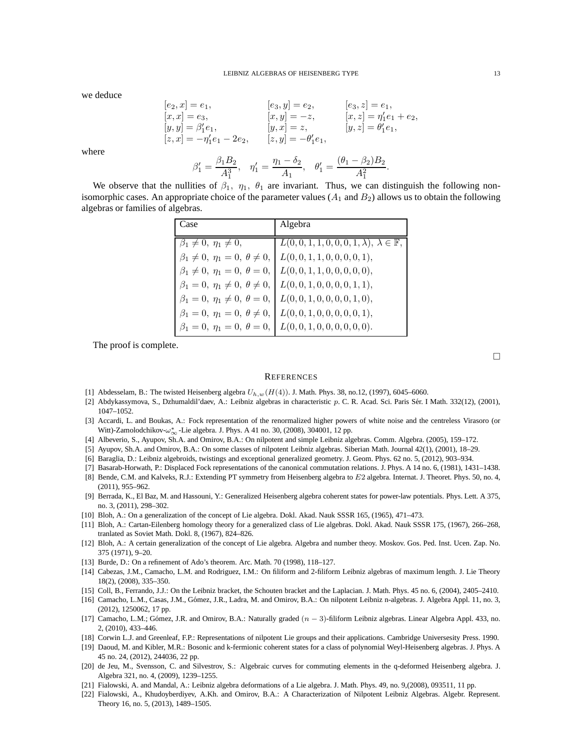we deduce

$$
\begin{array}{lll}
[e_2, x] = e_1, & [e_3, y] = e_2, & [e_3, z] = e_1, \\
[x, x] = e_3, & [x, y] = -z, & [x, z] = \eta_1' e_1 + e_2, \\
[y, y] = \beta_1' e_1, & [y, x] = z, & [y, z] = \theta_1' e_1, \\
[z, x] = -\eta_1' e_1 - 2e_2, & [z, y] = -\theta_1' e_1, &
\end{array}
$$

where

$$
\beta_1' = \frac{\beta_1 B_2}{A_1^3}, \quad \eta_1' = \frac{\eta_1 - \delta_2}{A_1}, \quad \theta_1' = \frac{(\theta_1 - \beta_2) B_2}{A_1^2}.
$$

We observe that the nullities of $\beta_1,\ \eta_1,\ \theta_1$ are invariant. Thus, we can distinguish the following non-isomorphic cases. An appropriate choice of the parameter values ($A_1$ and $B_2$) allows us to obtain the following algebras or families of algebras.

| Case | Algebra |
|---|---|
| $\beta_1 \neq 0,\ \eta_1 \neq 0,$ | $L(0,0,1,1,0,0,0,1,\lambda),\ \lambda \in \mathbb{F},$ |
| $\beta_1 \neq 0,\ \eta_1 = 0,\ \theta \neq 0,$ | $L(0,0,1,1,0,0,0,0,1),$ |
| $\beta_1 \neq 0,\ \eta_1 = 0,\ \theta = 0,$ | $L(0,0,1,1,0,0,0,0,0),$ |
| $\beta_1 = 0,\ \eta_1 \neq 0,\ \theta \neq 0,$ | $L(0,0,1,0,0,0,0,1,1),$ |
| $\beta_1 = 0,\ \eta_1 \neq 0,\ \theta = 0,$ | $L(0,0,1,0,0,0,0,1,0),$ |
| $\beta_1 = 0,\ \eta_1 = 0,\ \theta \neq 0,$ | $L(0,0,1,0,0,0,0,0,1),$ |
| $\beta_1 = 0,\ \eta_1 = 0,\ \theta = 0,$ | $L(0,0,1,0,0,0,0,0,0).$ |

The proof is complete. □

## References

[1] Abdesselam, B.: The twisted Heisenberg algebra $U_{h,w}(H(4))$. J. Math. Phys. 38, no.12, (1997), 6045–6060.

[2] Abdykassymova, S., Dzhumaldil'daev, A.: Leibniz algebras in characteristic $p$. C. R. Acad. Sci. Paris Sér. I Math. 332(12), (2001), 1047–1052.

[3] Accardi, L. and Boukas, A.: Fock representation of the renormalized higher powers of white noise and the centreless Virasoro (or Witt)-Zamolodchikov-$\omega_{\infty}^{*}$-Lie algebra. J. Phys. A 41 no. 30, (2008), 304001, 12 pp.

[4] Albeverio, S., Ayupov, Sh.A. and Omirov, B.A.: On nilpotent and simple Leibniz algebras. Comm. Algebra. (2005), 159–172.

[5] Ayupov, Sh.A. and Omirov, B.A.: On some classes of nilpotent Leibniz algebras. Siberian Math. Journal 42(1), (2001), 18–29.

[6] Baraglia, D.: Leibniz algebroids, twistings and exceptional generalized geometry. J. Geom. Phys. 62 no. 5, (2012), 903–934.

[7] Basarab-Horwath, P.: Displaced Fock representations of the canonical commutation relations. J. Phys. A 14 no. 6, (1981), 1431–1438.

[8] Bende, C.M. and Kalveks, R.J.: Extending PT symmetry from Heisenberg algebra to $E2$ algebra. Internat. J. Theoret. Phys. 50, no. 4, (2011), 955–962.

[9] Berrada, K., El Baz, M. and Hassouni, Y.: Generalized Heisenberg algebra coherent states for power-law potentials. Phys. Lett. A 375, no. 3, (2011), 298–302.

[10] Bloh, A.: On a generalization of the concept of Lie algebra. Dokl. Akad. Nauk SSSR 165, (1965), 471–473.

[11] Bloh, A.: Cartan-Eilenberg homology theory for a generalized class of Lie algebras. Dokl. Akad. Nauk SSSR 175, (1967), 266–268, tranlated as Soviet Math. Dokl. 8, (1967), 824–826.

[12] Bloh, A.: A certain generalization of the concept of Lie algebra. Algebra and number theoy. Moskov. Gos. Ped. Inst. Ucen. Zap. No. 375 (1971), 9–20.

[13] Burde, D.: On a refinement of Ado's theorem. Arc. Math. 70 (1998), 118–127.

[14] Cabezas, J.M., Camacho, L.M. and Rodriguez, I.M.: On filiform and 2-filiform Leibniz algebras of maximum length. J. Lie Theory 18(2), (2008), 335–350.

[15] Coll, B., Ferrando, J.J.: On the Leibniz bracket, the Schouten bracket and the Laplacian. J. Math. Phys. 45 no. 6, (2004), 2405–2410.

[16] Camacho, L.M., Casas, J.M., Gómez, J.R., Ladra, M. and Omirov, B.A.: On nilpotent Leibniz n-algebras. J. Algebra Appl. 11, no. 3, (2012), 1250062, 17 pp.

[17] Camacho, L.M.; Gómez, J.R. and Omirov, B.A.: Naturally graded $(n-3)$-filiform Leibniz algebras. Linear Algebra Appl. 433, no. 2, (2010), 433–446.

[18] Corwin L.J. and Greenleaf, F.P.: Representations of nilpotent Lie groups and their applications. Cambridge Universesity Press. 1990.

[19] Daoud, M. and Kibler, M.R.: Bosonic and k-fermionic coherent states for a class of polynomial Weyl-Heisenberg algebras. J. Phys. A 45 no. 24, (2012), 244036, 22 pp.

[20] de Jeu, M., Svensson, C. and Silvestrov, S.: Algebraic curves for commuting elements in the q-deformed Heisenberg algebra. J. Algebra 321, no. 4, (2009), 1239–1255.

[21] Fialowski, A. and Mandal, A.: Leibniz algebra deformations of a Lie algebra. J. Math. Phys. 49, no. 9,(2008), 093511, 11 pp.

[22] Fialowski, A., Khudoyberdiyev, A.Kh. and Omirov, B.A.: A Characterization of Nilpotent Leibniz Algebras. Algebr. Represent. Theory 16, no. 5, (2013), 1489–1505.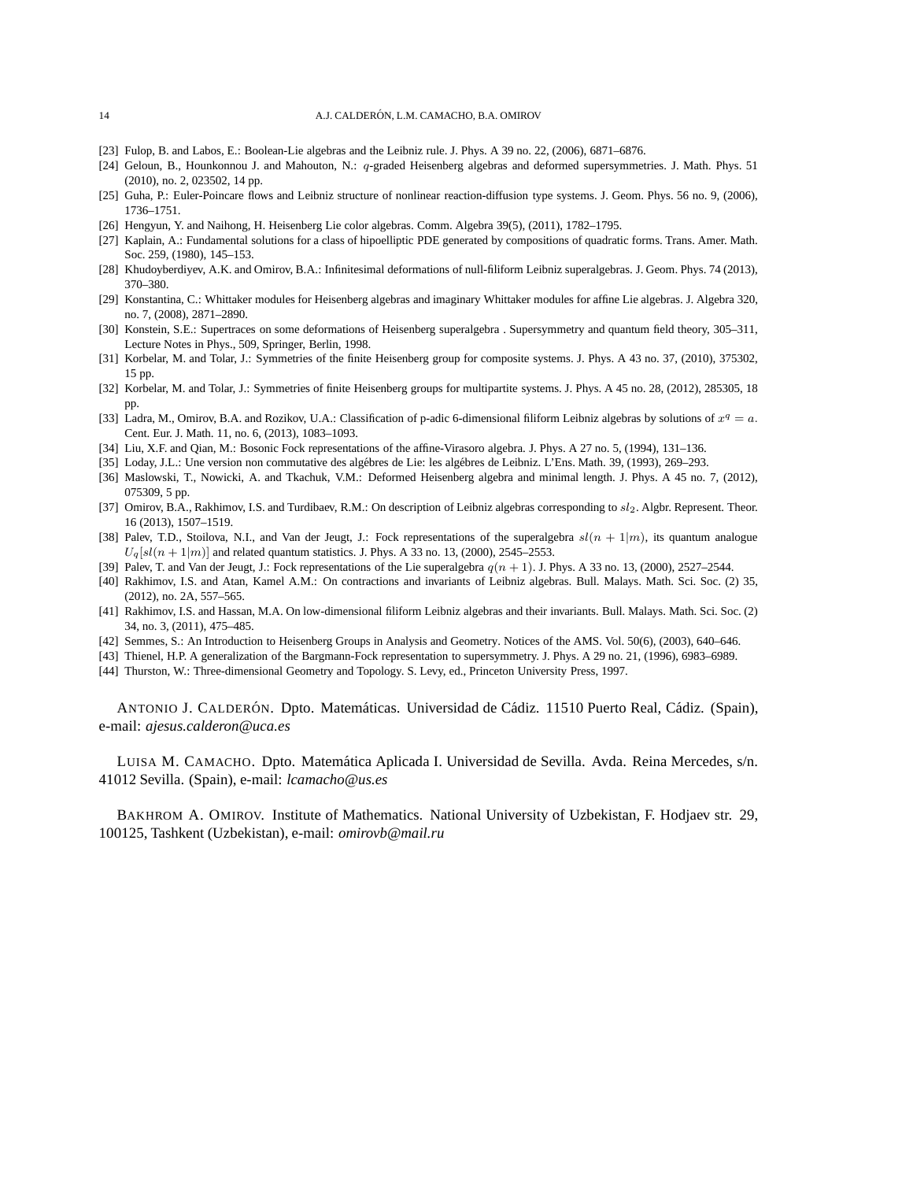[23] Fulop, B. and Labos, E.: Boolean-Lie algebras and the Leibniz rule. J. Phys. A 39 no. 22, (2006), 6871–6876.

[24] Geloun, B., Hounkonnou J. and Mahouton, N.: $q$-graded Heisenberg algebras and deformed supersymmetries. J. Math. Phys. 51 (2010), no. 2, 023502, 14 pp.

[25] Guha, P.: Euler-Poincare flows and Leibniz structure of nonlinear reaction-diffusion type systems. J. Geom. Phys. 56 no. 9, (2006), 1736–1751.

[26] Hengyun, Y. and Naihong, H. Heisenberg Lie color algebras. Comm. Algebra 39(5), (2011), 1782–1795.

[27] Kaplain, A.: Fundamental solutions for a class of hipoelliptic PDE generated by compositions of quadratic forms. Trans. Amer. Math. Soc. 259, (1980), 145–153.

[28] Khudoyberdiyev, A.K. and Omirov, B.A.: Infinitesimal deformations of null-filiform Leibniz superalgebras. J. Geom. Phys. 74 (2013), 370–380.

[29] Konstantina, C.: Whittaker modules for Heisenberg algebras and imaginary Whittaker modules for affine Lie algebras. J. Algebra 320, no. 7, (2008), 2871–2890.

[30] Konstein, S.E.: Supertraces on some deformations of Heisenberg superalgebra . Supersymmetry and quantum field theory, 305–311, Lecture Notes in Phys., 509, Springer, Berlin, 1998.

[31] Korbelar, M. and Tolar, J.: Symmetries of the finite Heisenberg group for composite systems. J. Phys. A 43 no. 37, (2010), 375302, 15 pp.

[32] Korbelar, M. and Tolar, J.: Symmetries of finite Heisenberg groups for multipartite systems. J. Phys. A 45 no. 28, (2012), 285305, 18 pp.

[33] Ladra, M., Omirov, B.A. and Rozikov, U.A.: Classification of p-adic 6-dimensional filiform Leibniz algebras by solutions of $x^q = a$. Cent. Eur. J. Math. 11, no. 6, (2013), 1083–1093.

[34] Liu, X.F. and Qian, M.: Bosonic Fock representations of the affine-Virasoro algebra. J. Phys. A 27 no. 5, (1994), 131–136.

[35] Loday, J.L.: Une version non commutative des algébres de Lie: les algébres de Leibniz. L'Ens. Math. 39, (1993), 269–293.

[36] Maslowski, T., Nowicki, A. and Tkachuk, V.M.: Deformed Heisenberg algebra and minimal length. J. Phys. A 45 no. 7, (2012), 075309, 5 pp.

[37] Omirov, B.A., Rakhimov, I.S. and Turdibaev, R.M.: On description of Leibniz algebras corresponding to $sl_2$. Algbr. Represent. Theor. 16 (2013), 1507–1519.

[38] Palev, T.D., Stoilova, N.I., and Van der Jeugt, J.: Fock representations of the superalgebra $sl(n+1|m)$, its quantum analogue $U_q[sl(n+1|m)]$ and related quantum statistics. J. Phys. A 33 no. 13, (2000), 2545–2553.

[39] Palev, T. and Van der Jeugt, J.: Fock representations of the Lie superalgebra $q(n+1)$. J. Phys. A 33 no. 13, (2000), 2527–2544.

[40] Rakhimov, I.S. and Atan, Kamel A.M.: On contractions and invariants of Leibniz algebras. Bull. Malays. Math. Sci. Soc. (2) 35, (2012), no. 2A, 557–565.

[41] Rakhimov, I.S. and Hassan, M.A. On low-dimensional filiform Leibniz algebras and their invariants. Bull. Malays. Math. Sci. Soc. (2) 34, no. 3, (2011), 475–485.

[42] Semmes, S.: An Introduction to Heisenberg Groups in Analysis and Geometry. Notices of the AMS. Vol. 50(6), (2003), 640–646.

[43] Thienel, H.P. A generalization of the Bargmann-Fock representation to supersymmetry. J. Phys. A 29 no. 21, (1996), 6983–6989.

[44] Thurston, W.: Three-dimensional Geometry and Topology. S. Levy, ed., Princeton University Press, 1997.

ANTONIO J. CALDERÓN. Dpto. Matemáticas. Universidad de Cádiz. 11510 Puerto Real, Cádiz. (Spain), e-mail: *ajesus.calderon@uca.es*

LUISA M. CAMACHO. Dpto. Matemática Aplicada I. Universidad de Sevilla. Avda. Reina Mercedes, s/n. 41012 Sevilla. (Spain), e-mail: *lcamacho@us.es*

BAKHROM A. OMIROV. Institute of Mathematics. National University of Uzbekistan, F. Hodjaev str. 29, 100125, Tashkent (Uzbekistan), e-mail: *omirovb@mail.ru*